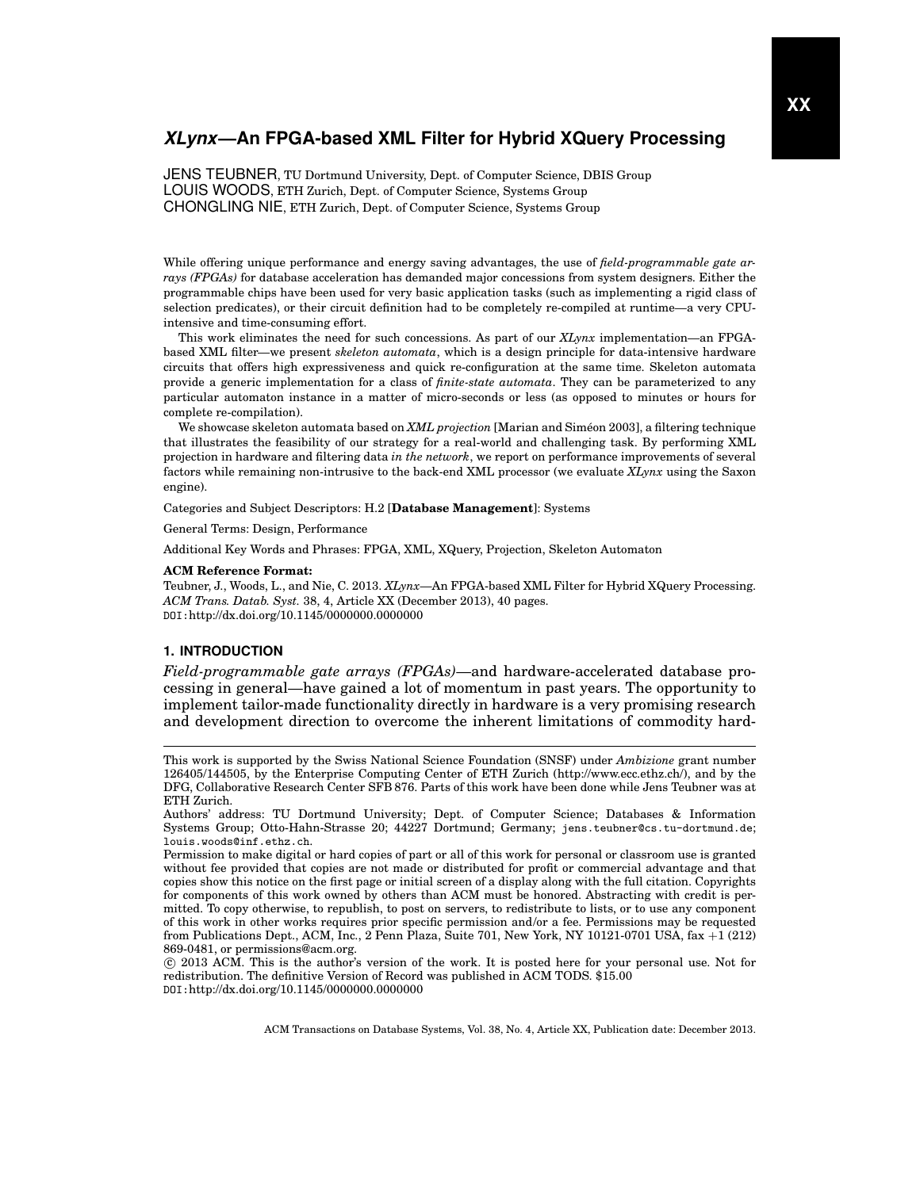# *XLynx*—An FPGA-based XML Filter for Hybrid XQuery Processing

JENS TEUBNER, TU Dortmund University, Dept. of Computer Science, DBIS Group
LOUIS WOODS, ETH Zurich, Dept. of Computer Science, Systems Group
CHONGLING NIE, ETH Zurich, Dept. of Computer Science, Systems Group

While offering unique performance and energy saving advantages, the use of *field-programmable gate arrays (FPGAs)* for database acceleration has demanded major concessions from system designers. Either the programmable chips have been used for very basic application tasks (such as implementing a rigid class of selection predicates), or their circuit definition had to be completely re-compiled at runtime—a very CPU-intensive and time-consuming effort.

This work eliminates the need for such concessions. As part of our *XLynx* implementation—an FPGA-based XML filter—we present *skeleton automata*, which is a design principle for data-intensive hardware circuits that offers high expressiveness and quick re-configuration at the same time. Skeleton automata provide a generic implementation for a class of *finite-state automata*. They can be parameterized to any particular automaton instance in a matter of micro-seconds or less (as opposed to minutes or hours for complete re-compilation).

We showcase skeleton automata based on *XML projection* [Marian and Siméon 2003], a filtering technique that illustrates the feasibility of our strategy for a real-world and challenging task. By performing XML projection in hardware and filtering data *in the network*, we report on performance improvements of several factors while remaining non-intrusive to the back-end XML processor (we evaluate *XLynx* using the Saxon engine).

Categories and Subject Descriptors: H.2 [**Database Management**]: Systems

General Terms: Design, Performance

Additional Key Words and Phrases: FPGA, XML, XQuery, Projection, Skeleton Automaton

**ACM Reference Format:**
Teubner, J., Woods, L., and Nie, C. 2013. *XLynx*—An FPGA-based XML Filter for Hybrid XQuery Processing. *ACM Trans. Datab. Syst.* 38, 4, Article XX (December 2013), 40 pages.
DOI:http://dx.doi.org/10.1145/0000000.0000000

## 1. INTRODUCTION

*Field-programmable gate arrays (FPGAs)*—and hardware-accelerated database processing in general—have gained a lot of momentum in past years. The opportunity to implement tailor-made functionality directly in hardware is a very promising research and development direction to overcome the inherent limitations of commodity hard-

---

This work is supported by the Swiss National Science Foundation (SNSF) under *Ambizione* grant number 126405/144505, by the Enterprise Computing Center of ETH Zurich (http://www.ecc.ethz.ch/), and by the DFG, Collaborative Research Center SFB 876. Parts of this work have been done while Jens Teubner was at ETH Zurich.

Authors' address: TU Dortmund University; Dept. of Computer Science; Databases & Information Systems Group; Otto-Hahn-Strasse 20; 44227 Dortmund; Germany; jens.teubner@cs.tu-dortmund.de; louis.woods@inf.ethz.ch.

Permission to make digital or hard copies of part or all of this work for personal or classroom use is granted without fee provided that copies are not made or distributed for profit or commercial advantage and that copies show this notice on the first page or initial screen of a display along with the full citation. Copyrights for components of this work owned by others than ACM must be honored. Abstracting with credit is permitted. To copy otherwise, to republish, to post on servers, to redistribute to lists, or to use any component of this work in other works requires prior specific permission and/or a fee. Permissions may be requested from Publications Dept., ACM, Inc., 2 Penn Plaza, Suite 701, New York, NY 10121-0701 USA, fax +1 (212) 869-0481, or permissions@acm.org.

© 2013 ACM. This is the author's version of the work. It is posted here for your personal use. Not for redistribution. The definitive Version of Record was published in ACM TODS. $15.00
DOI:http://dx.doi.org/10.1145/0000000.0000000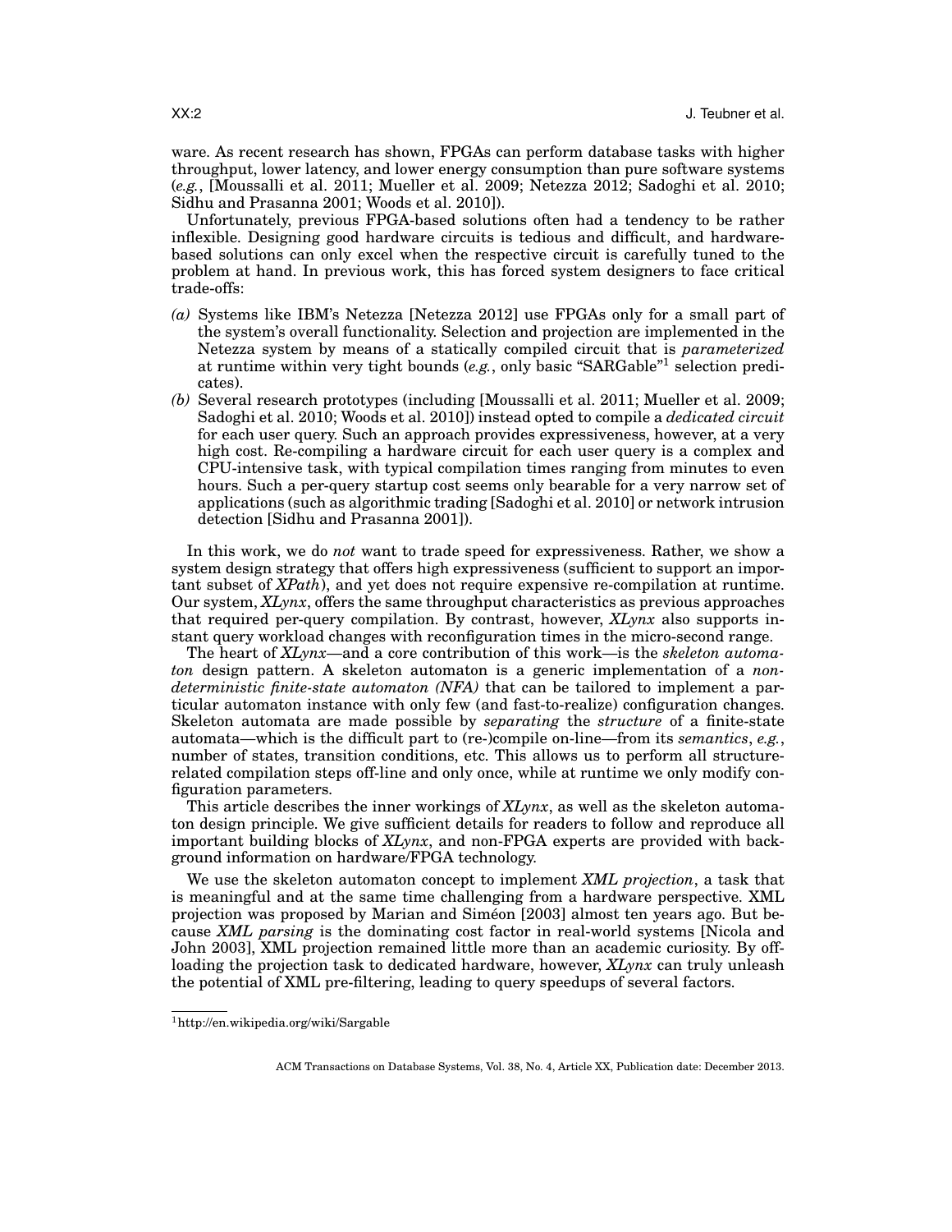ware. As recent research has shown, FPGAs can perform database tasks with higher throughput, lower latency, and lower energy consumption than pure software systems (*e.g.*, [Moussalli et al. 2011; Mueller et al. 2009; Netezza 2012; Sadoghi et al. 2010; Sidhu and Prasanna 2001; Woods et al. 2010]).

Unfortunately, previous FPGA-based solutions often had a tendency to be rather inflexible. Designing good hardware circuits is tedious and difficult, and hardware-based solutions can only excel when the respective circuit is carefully tuned to the problem at hand. In previous work, this has forced system designers to face critical trade-offs:

*(a)* Systems like IBM's Netezza [Netezza 2012] use FPGAs only for a small part of the system's overall functionality. Selection and projection are implemented in the Netezza system by means of a statically compiled circuit that is *parameterized* at runtime within very tight bounds (*e.g.*, only basic "SARGable"[1] selection predicates).

*(b)* Several research prototypes (including [Moussalli et al. 2011; Mueller et al. 2009; Sadoghi et al. 2010; Woods et al. 2010]) instead opted to compile a *dedicated circuit* for each user query. Such an approach provides expressiveness, however, at a very high cost. Re-compiling a hardware circuit for each user query is a complex and CPU-intensive task, with typical compilation times ranging from minutes to even hours. Such a per-query startup cost seems only bearable for a very narrow set of applications (such as algorithmic trading [Sadoghi et al. 2010] or network intrusion detection [Sidhu and Prasanna 2001]).

In this work, we do *not* want to trade speed for expressiveness. Rather, we show a system design strategy that offers high expressiveness (sufficient to support an important subset of *XPath*), and yet does not require expensive re-compilation at runtime. Our system, *XLynx*, offers the same throughput characteristics as previous approaches that required per-query compilation. By contrast, however, *XLynx* also supports instant query workload changes with reconfiguration times in the micro-second range.

The heart of *XLynx*—and a core contribution of this work—is the *skeleton automaton* design pattern. A skeleton automaton is a generic implementation of a *non-deterministic finite-state automaton (NFA)* that can be tailored to implement a particular automaton instance with only few (and fast-to-realize) configuration changes. Skeleton automata are made possible by *separating* the *structure* of a finite-state automata—which is the difficult part to (re-)compile on-line—from its *semantics*, *e.g.*, number of states, transition conditions, etc. This allows us to perform all structure-related compilation steps off-line and only once, while at runtime we only modify configuration parameters.

This article describes the inner workings of *XLynx*, as well as the skeleton automaton design principle. We give sufficient details for readers to follow and reproduce all important building blocks of *XLynx*, and non-FPGA experts are provided with background information on hardware/FPGA technology.

We use the skeleton automaton concept to implement *XML projection*, a task that is meaningful and at the same time challenging from a hardware perspective. XML projection was proposed by Marian and Siméon [2003] almost ten years ago. But because *XML parsing* is the dominating cost factor in real-world systems [Nicola and John 2003], XML projection remained little more than an academic curiosity. By offloading the projection task to dedicated hardware, however, *XLynx* can truly unleash the potential of XML pre-filtering, leading to query speedups of several factors.

---

[1] http://en.wikipedia.org/wiki/Sargable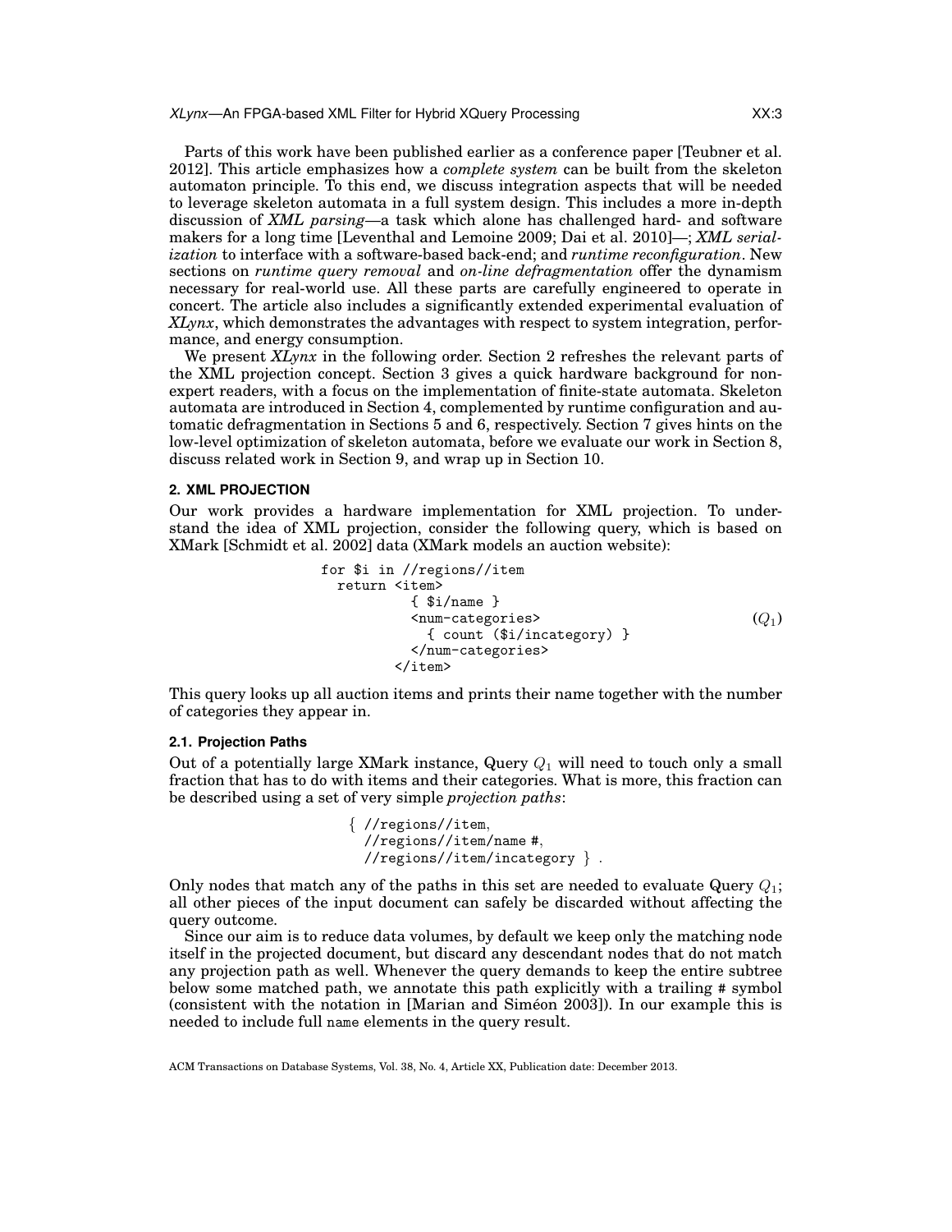Parts of this work have been published earlier as a conference paper [Teubner et al. 2012]. This article emphasizes how a *complete system* can be built from the skeleton automaton principle. To this end, we discuss integration aspects that will be needed to leverage skeleton automata in a full system design. This includes a more in-depth discussion of *XML parsing*—a task which alone has challenged hard- and software makers for a long time [Leventhal and Lemoine 2009; Dai et al. 2010]—; *XML serialization* to interface with a software-based back-end; and *runtime reconfiguration*. New sections on *runtime query removal* and *on-line defragmentation* offer the dynamism necessary for real-world use. All these parts are carefully engineered to operate in concert. The article also includes a significantly extended experimental evaluation of *XLynx*, which demonstrates the advantages with respect to system integration, performance, and energy consumption.

We present *XLynx* in the following order. Section 2 refreshes the relevant parts of the XML projection concept. Section 3 gives a quick hardware background for non-expert readers, with a focus on the implementation of finite-state automata. Skeleton automata are introduced in Section 4, complemented by runtime configuration and automatic defragmentation in Sections 5 and 6, respectively. Section 7 gives hints on the low-level optimization of skeleton automata, before we evaluate our work in Section 8, discuss related work in Section 9, and wrap up in Section 10.

## 2. XML PROJECTION

Our work provides a hardware implementation for XML projection. To understand the idea of XML projection, consider the following query, which is based on XMark [Schmidt et al. 2002] data (XMark models an auction website):

```
for $i in //regions//item
  return <item>
           { $i/name }
           <num-categories>
             { count ($i/incategory) }
           </num-categories>
         </item>
```
$(Q_1)$

This query looks up all auction items and prints their name together with the number of categories they appear in.

### 2.1. Projection Paths

Out of a potentially large XMark instance, Query $Q_1$ will need to touch only a small fraction that has to do with items and their categories. What is more, this fraction can be described using a set of very simple *projection paths*:

$\{$ //regions//item,
//regions//item/name #,
//regions//item/incategory $\}$ .

Only nodes that match any of the paths in this set are needed to evaluate Query $Q_1$; all other pieces of the input document can safely be discarded without affecting the query outcome.

Since our aim is to reduce data volumes, by default we keep only the matching node itself in the projected document, but discard any descendant nodes that do not match any projection path as well. Whenever the query demands to keep the entire subtree below some matched path, we annotate this path explicitly with a trailing # symbol (consistent with the notation in [Marian and Siméon 2003]). In our example this is needed to include full name elements in the query result.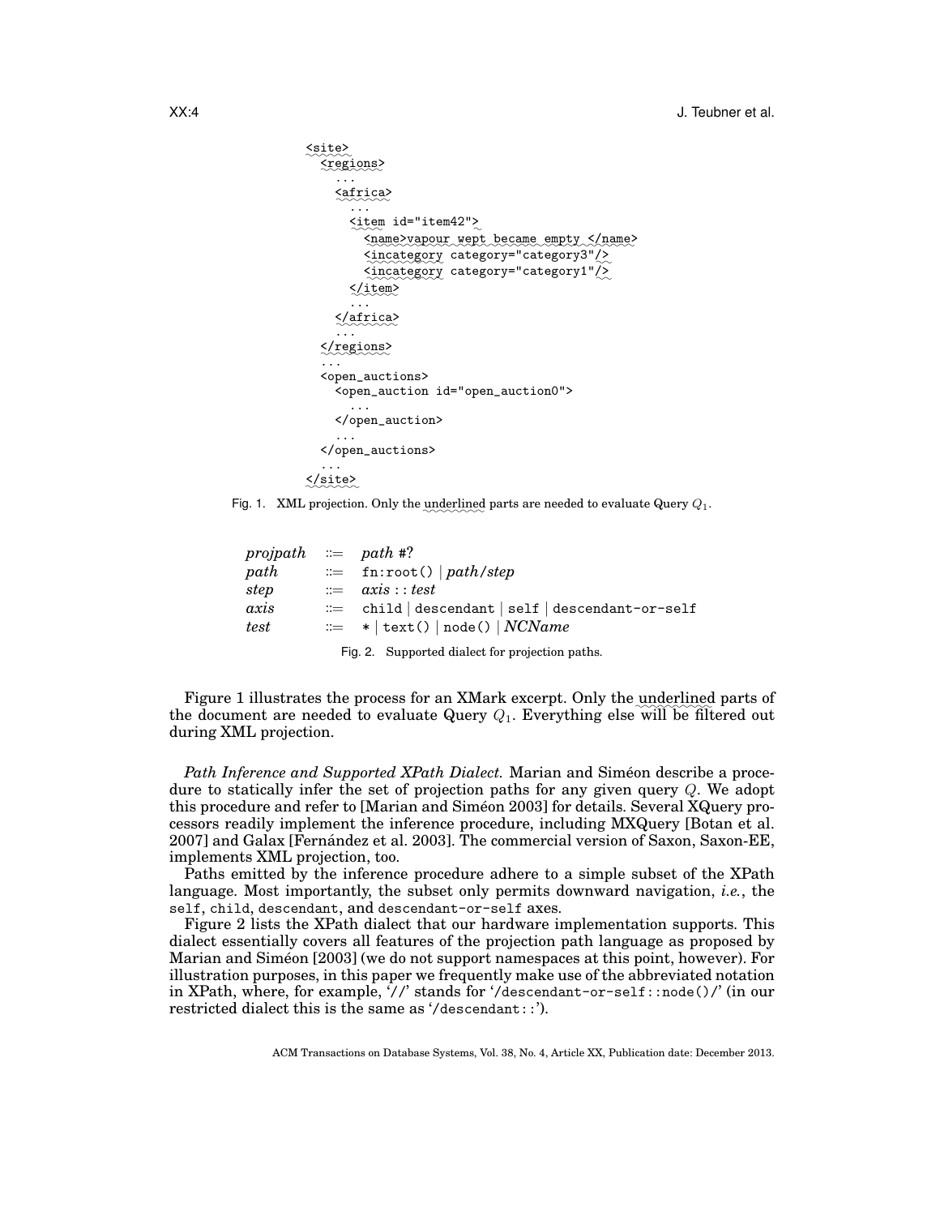```
<site>
  <regions>
    ...
    <africa>
      ...
      <item id="item42">
        <name>vapour wept became empty </name>
        <incategory category="category3"/>
        <incategory category="category1"/>
      </item>
      ...
    </africa>
    ...
  </regions>
  ...
  <open_auctions>
    <open_auction id="open_auction0">
      ...
    </open_auction>
    ...
  </open_auctions>
  ...
</site>
```

Fig. 1. XML projection. Only the underlined parts are needed to evaluate Query $Q_1$.

| | | |
|---|---|---|
| *projpath* | ::= | *path* #? |
| *path* | ::= | `fn:root()` \| *path*/*step* |
| *step* | ::= | *axis* :: *test* |
| *axis* | ::= | `child` \| `descendant` \| `self` \| `descendant-or-self` |
| *test* | ::= | `*` \| `text()` \| `node()` \| *NCName* |

Fig. 2. Supported dialect for projection paths.

Figure 1 illustrates the process for an XMark excerpt. Only the underlined parts of the document are needed to evaluate Query $Q_1$. Everything else will be filtered out during XML projection.

*Path Inference and Supported XPath Dialect.* Marian and Siméon describe a procedure to statically infer the set of projection paths for any given query $Q$. We adopt this procedure and refer to [Marian and Siméon 2003] for details. Several XQuery processors readily implement the inference procedure, including MXQuery [Botan et al. 2007] and Galax [Fernández et al. 2003]. The commercial version of Saxon, Saxon-EE, implements XML projection, too.

Paths emitted by the inference procedure adhere to a simple subset of the XPath language. Most importantly, the subset only permits downward navigation, *i.e.*, the `self`, `child`, `descendant`, and `descendant-or-self` axes.

Figure 2 lists the XPath dialect that our hardware implementation supports. This dialect essentially covers all features of the projection path language as proposed by Marian and Siméon [2003] (we do not support namespaces at this point, however). For illustration purposes, in this paper we frequently make use of the abbreviated notation in XPath, where, for example, '//' stands for '`/descendant-or-self::node()/`' (in our restricted dialect this is the same as '`/descendant::`').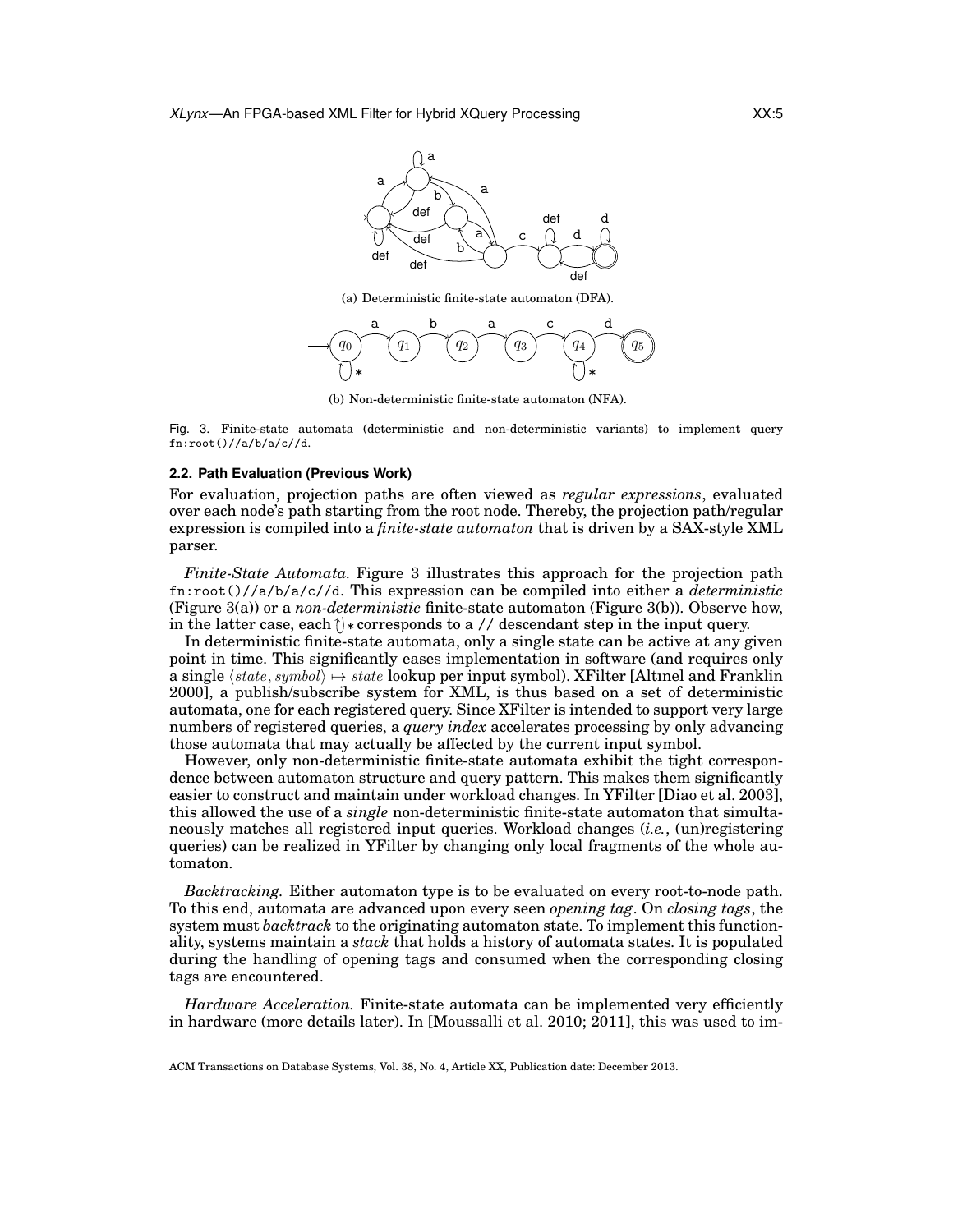(a) Deterministic finite-state automaton (DFA).

(b) Non-deterministic finite-state automaton (NFA).

Fig. 3. Finite-state automata (deterministic and non-deterministic variants) to implement query `fn:root()//a/b/a/c//d`.

### 2.2. Path Evaluation (Previous Work)

For evaluation, projection paths are often viewed as *regular expressions*, evaluated over each node's path starting from the root node. Thereby, the projection path/regular expression is compiled into a *finite-state automaton* that is driven by a SAX-style XML parser.

*Finite-State Automata.* Figure 3 illustrates this approach for the projection path `fn:root()//a/b/a/c//d`. This expression can be compiled into either a *deterministic* (Figure 3(a)) or a *non-deterministic* finite-state automaton (Figure 3(b)). Observe how, in the latter case, each ⟲* corresponds to a `//` descendant step in the input query.

In deterministic finite-state automata, only a single state can be active at any given point in time. This significantly eases implementation in software (and requires only a single $\langle state, symbol\rangle \mapsto state$ lookup per input symbol). XFilter [Altınel and Franklin 2000], a publish/subscribe system for XML, is thus based on a set of deterministic automata, one for each registered query. Since XFilter is intended to support very large numbers of registered queries, a *query index* accelerates processing by only advancing those automata that may actually be affected by the current input symbol.

However, only non-deterministic finite-state automata exhibit the tight correspondence between automaton structure and query pattern. This makes them significantly easier to construct and maintain under workload changes. In YFilter [Diao et al. 2003], this allowed the use of a *single* non-deterministic finite-state automaton that simultaneously matches all registered input queries. Workload changes (*i.e.*, (un)registering queries) can be realized in YFilter by changing only local fragments of the whole automaton.

*Backtracking.* Either automaton type is to be evaluated on every root-to-node path. To this end, automata are advanced upon every seen *opening tag*. On *closing tags*, the system must *backtrack* to the originating automaton state. To implement this functionality, systems maintain a *stack* that holds a history of automata states. It is populated during the handling of opening tags and consumed when the corresponding closing tags are encountered.

*Hardware Acceleration.* Finite-state automata can be implemented very efficiently in hardware (more details later). In [Moussalli et al. 2010; 2011], this was used to im-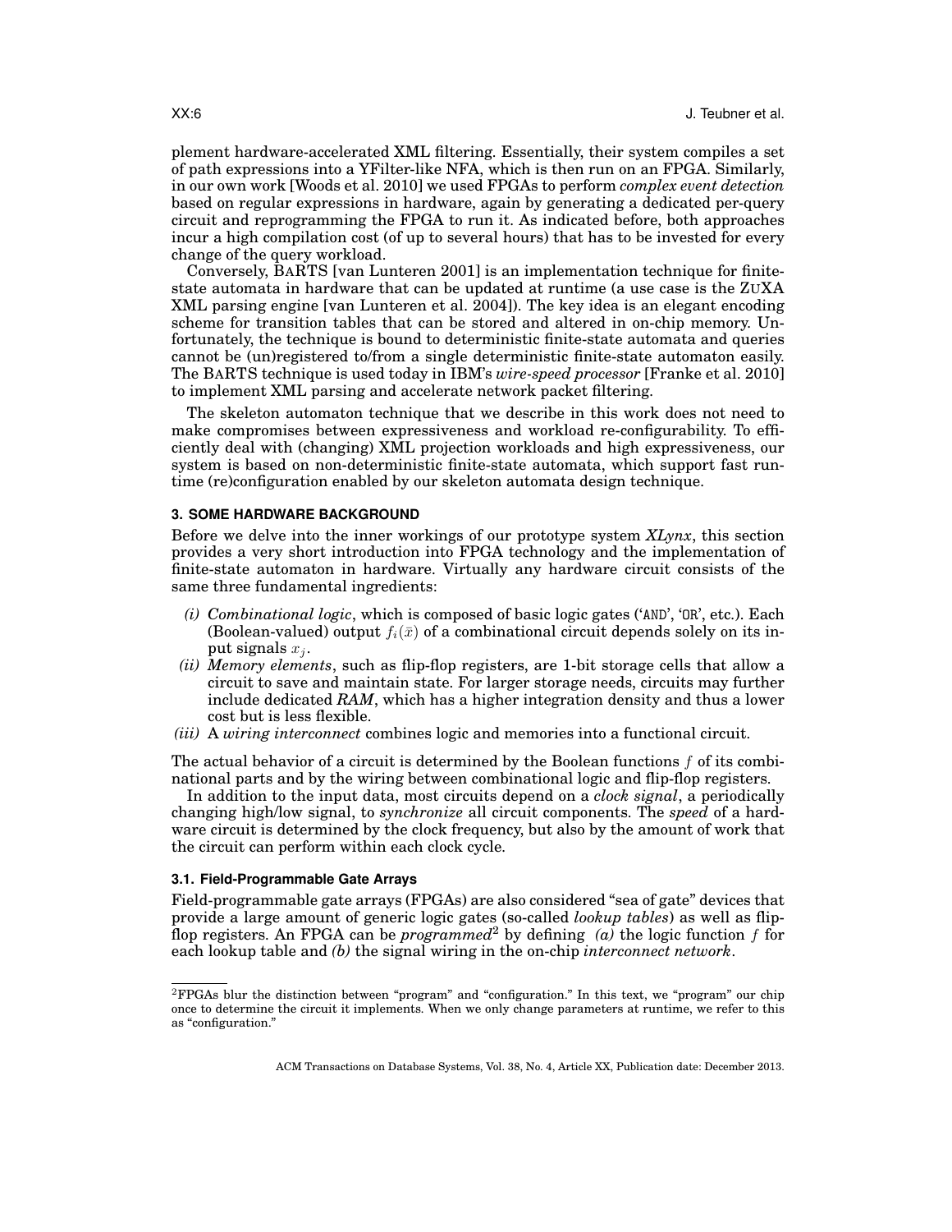plement hardware-accelerated XML filtering. Essentially, their system compiles a set of path expressions into a YFilter-like NFA, which is then run on an FPGA. Similarly, in our own work [Woods et al. 2010] we used FPGAs to perform *complex event detection* based on regular expressions in hardware, again by generating a dedicated per-query circuit and reprogramming the FPGA to run it. As indicated before, both approaches incur a high compilation cost (of up to several hours) that has to be invested for every change of the query workload.

Conversely, BARTS [van Lunteren 2001] is an implementation technique for finite-state automata in hardware that can be updated at runtime (a use case is the ZuXA XML parsing engine [van Lunteren et al. 2004]). The key idea is an elegant encoding scheme for transition tables that can be stored and altered in on-chip memory. Unfortunately, the technique is bound to deterministic finite-state automata and queries cannot be (un)registered to/from a single deterministic finite-state automaton easily. The BARTS technique is used today in IBM's *wire-speed processor* [Franke et al. 2010] to implement XML parsing and accelerate network packet filtering.

The skeleton automaton technique that we describe in this work does not need to make compromises between expressiveness and workload re-configurability. To efficiently deal with (changing) XML projection workloads and high expressiveness, our system is based on non-deterministic finite-state automata, which support fast runtime (re)configuration enabled by our skeleton automata design technique.

## 3. SOME HARDWARE BACKGROUND

Before we delve into the inner workings of our prototype system *XLynx*, this section provides a very short introduction into FPGA technology and the implementation of finite-state automaton in hardware. Virtually any hardware circuit consists of the same three fundamental ingredients:

*(i)* *Combinational logic*, which is composed of basic logic gates ('AND', 'OR', etc.). Each (Boolean-valued) output $f_i(\bar{x})$ of a combinational circuit depends solely on its input signals $x_j$.

*(ii)* *Memory elements*, such as flip-flop registers, are 1-bit storage cells that allow a circuit to save and maintain state. For larger storage needs, circuits may further include dedicated *RAM*, which has a higher integration density and thus a lower cost but is less flexible.

*(iii)* A *wiring interconnect* combines logic and memories into a functional circuit.

The actual behavior of a circuit is determined by the Boolean functions $f$ of its combinational parts and by the wiring between combinational logic and flip-flop registers.

In addition to the input data, most circuits depend on a *clock signal*, a periodically changing high/low signal, to *synchronize* all circuit components. The *speed* of a hardware circuit is determined by the clock frequency, but also by the amount of work that the circuit can perform within each clock cycle.

### 3.1. Field-Programmable Gate Arrays

Field-programmable gate arrays (FPGAs) are also considered "sea of gate" devices that provide a large amount of generic logic gates (so-called *lookup tables*) as well as flip-flop registers. An FPGA can be *programmed*[2] by defining *(a)* the logic function $f$ for each lookup table and *(b)* the signal wiring in the on-chip *interconnect network*.

[2]FPGAs blur the distinction between "program" and "configuration." In this text, we "program" our chip once to determine the circuit it implements. When we only change parameters at runtime, we refer to this as "configuration."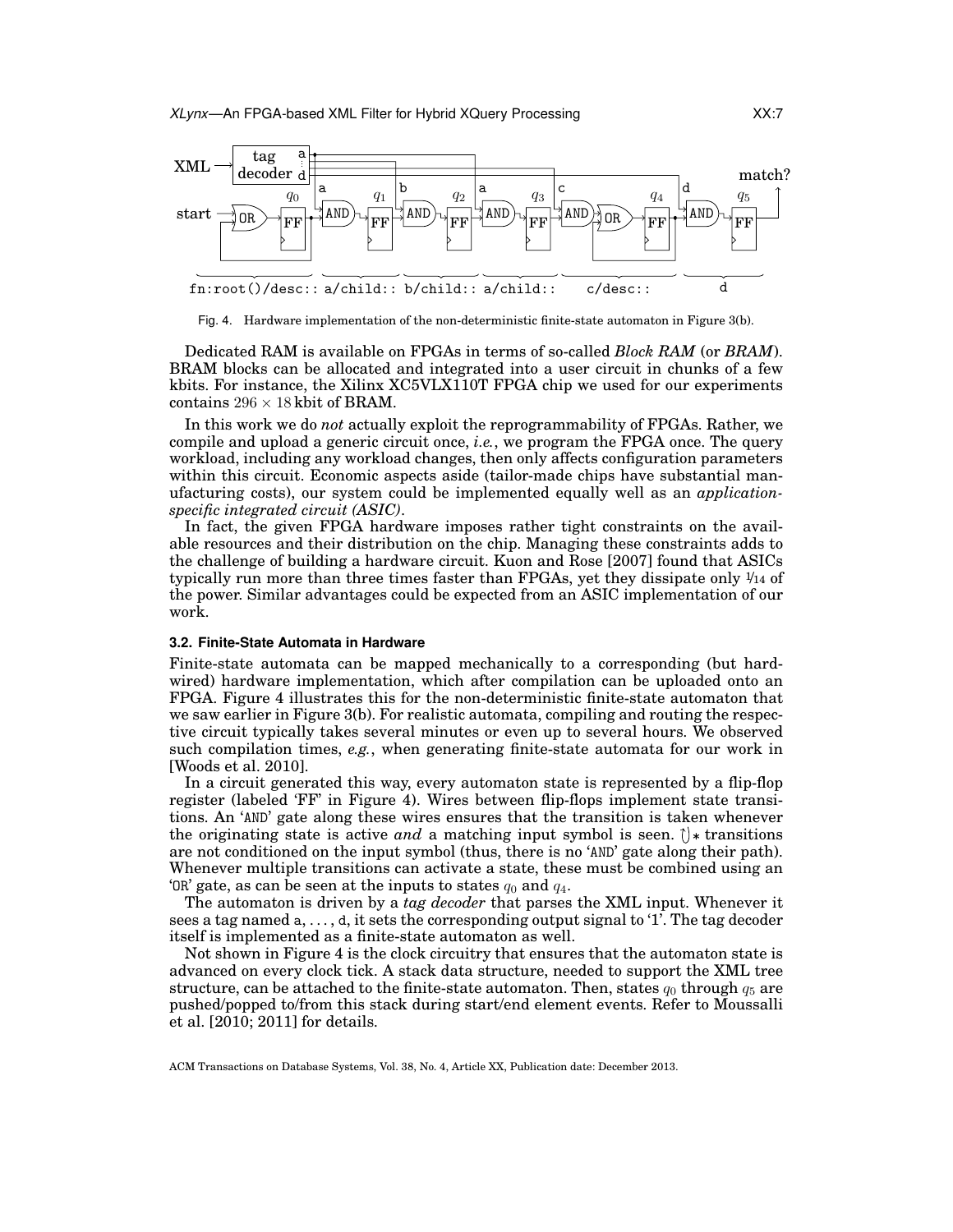Fig. 4. Hardware implementation of the non-deterministic finite-state automaton in Figure 3(b).

Dedicated RAM is available on FPGAs in terms of so-called *Block RAM* (or *BRAM*). BRAM blocks can be allocated and integrated into a user circuit in chunks of a few kbits. For instance, the Xilinx XC5VLX110T FPGA chip we used for our experiments contains $296 \times 18$ kbit of BRAM.

In this work we do *not* actually exploit the reprogrammability of FPGAs. Rather, we compile and upload a generic circuit once, *i.e.*, we program the FPGA once. The query workload, including any workload changes, then only affects configuration parameters within this circuit. Economic aspects aside (tailor-made chips have substantial manufacturing costs), our system could be implemented equally well as an *application-specific integrated circuit (ASIC)*.

In fact, the given FPGA hardware imposes rather tight constraints on the available resources and their distribution on the chip. Managing these constraints adds to the challenge of building a hardware circuit. Kuon and Rose [2007] found that ASICs typically run more than three times faster than FPGAs, yet they dissipate only 1/14 of the power. Similar advantages could be expected from an ASIC implementation of our work.

### 3.2. Finite-State Automata in Hardware

Finite-state automata can be mapped mechanically to a corresponding (but hardwired) hardware implementation, which after compilation can be uploaded onto an FPGA. Figure 4 illustrates this for the non-deterministic finite-state automaton that we saw earlier in Figure 3(b). For realistic automata, compiling and routing the respective circuit typically takes several minutes or even up to several hours. We observed such compilation times, *e.g.*, when generating finite-state automata for our work in [Woods et al. 2010].

In a circuit generated this way, every automaton state is represented by a flip-flop register (labeled 'FF' in Figure 4). Wires between flip-flops implement state transitions. An 'AND' gate along these wires ensures that the transition is taken whenever the originating state is active *and* a matching input symbol is seen. ↻∗ transitions are not conditioned on the input symbol (thus, there is no 'AND' gate along their path). Whenever multiple transitions can activate a state, these must be combined using an 'OR' gate, as can be seen at the inputs to states $q_0$ and $q_4$.

The automaton is driven by a *tag decoder* that parses the XML input. Whenever it sees a tag named a, . . . , d, it sets the corresponding output signal to '1'. The tag decoder itself is implemented as a finite-state automaton as well.

Not shown in Figure 4 is the clock circuitry that ensures that the automaton state is advanced on every clock tick. A stack data structure, needed to support the XML tree structure, can be attached to the finite-state automaton. Then, states $q_0$ through $q_5$ are pushed/popped to/from this stack during start/end element events. Refer to Moussalli et al. [2010; 2011] for details.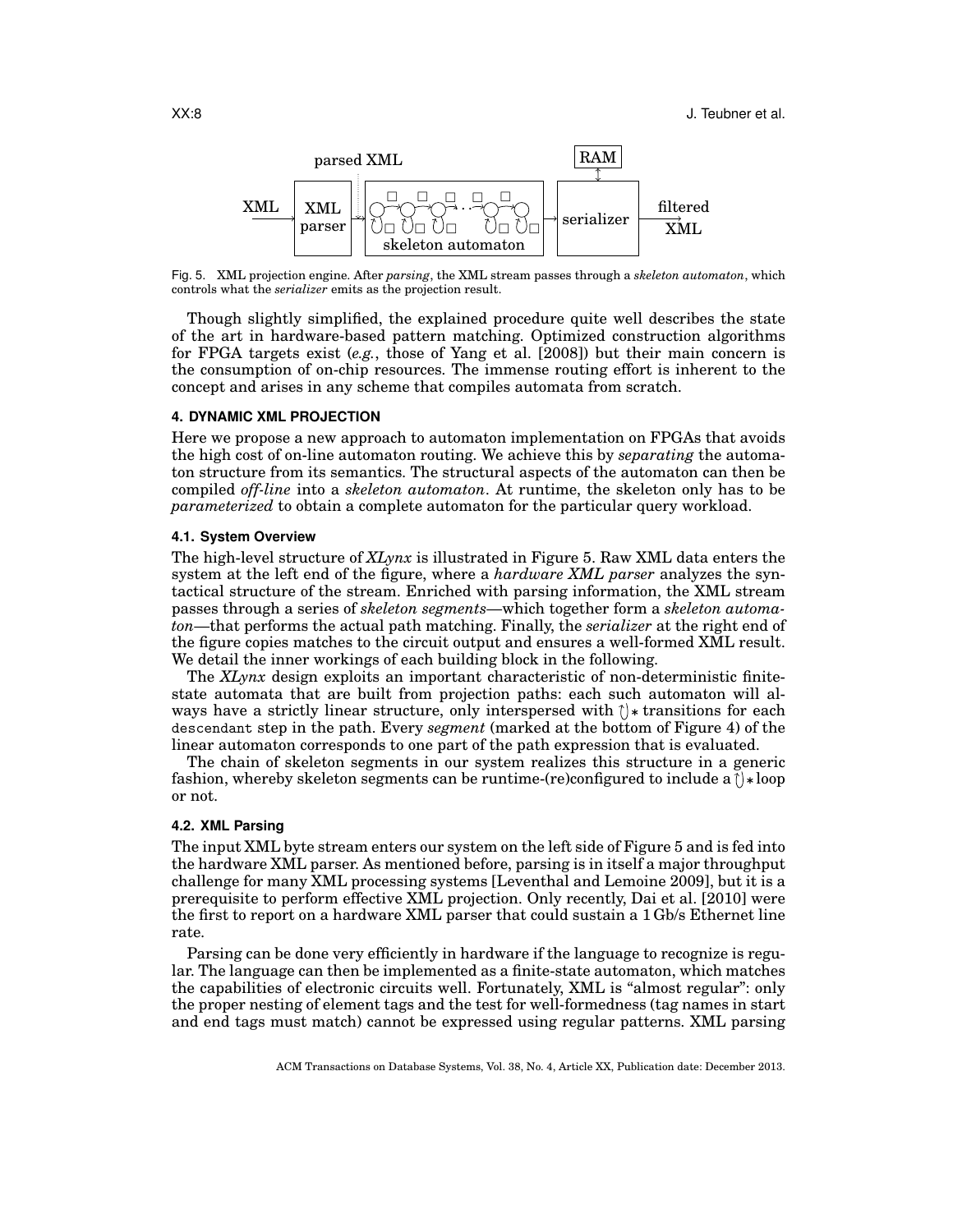Fig. 5. XML projection engine. After *parsing*, the XML stream passes through a *skeleton automaton*, which controls what the *serializer* emits as the projection result.

Though slightly simplified, the explained procedure quite well describes the state of the art in hardware-based pattern matching. Optimized construction algorithms for FPGA targets exist (*e.g.*, those of Yang et al. [2008]) but their main concern is the consumption of on-chip resources. The immense routing effort is inherent to the concept and arises in any scheme that compiles automata from scratch.

## 4. DYNAMIC XML PROJECTION

Here we propose a new approach to automaton implementation on FPGAs that avoids the high cost of on-line automaton routing. We achieve this by *separating* the automaton structure from its semantics. The structural aspects of the automaton can then be compiled *off-line* into a *skeleton automaton*. At runtime, the skeleton only has to be *parameterized* to obtain a complete automaton for the particular query workload.

### 4.1. System Overview

The high-level structure of *XLynx* is illustrated in Figure 5. Raw XML data enters the system at the left end of the figure, where a *hardware XML parser* analyzes the syntactical structure of the stream. Enriched with parsing information, the XML stream passes through a series of *skeleton segments*—which together form a *skeleton automaton*—that performs the actual path matching. Finally, the *serializer* at the right end of the figure copies matches to the circuit output and ensures a well-formed XML result. We detail the inner workings of each building block in the following.

The *XLynx* design exploits an important characteristic of non-deterministic finite-state automata that are built from projection paths: each such automaton will always have a strictly linear structure, only interspersed with ↻∗ transitions for each `descendant` step in the path. Every *segment* (marked at the bottom of Figure 4) of the linear automaton corresponds to one part of the path expression that is evaluated.

The chain of skeleton segments in our system realizes this structure in a generic fashion, whereby skeleton segments can be runtime-(re)configured to include a ↻∗ loop or not.

### 4.2. XML Parsing

The input XML byte stream enters our system on the left side of Figure 5 and is fed into the hardware XML parser. As mentioned before, parsing is in itself a major throughput challenge for many XML processing systems [Leventhal and Lemoine 2009], but it is a prerequisite to perform effective XML projection. Only recently, Dai et al. [2010] were the first to report on a hardware XML parser that could sustain a 1 Gb/s Ethernet line rate.

Parsing can be done very efficiently in hardware if the language to recognize is regular. The language can then be implemented as a finite-state automaton, which matches the capabilities of electronic circuits well. Fortunately, XML is "almost regular": only the proper nesting of element tags and the test for well-formedness (tag names in start and end tags must match) cannot be expressed using regular patterns. XML parsing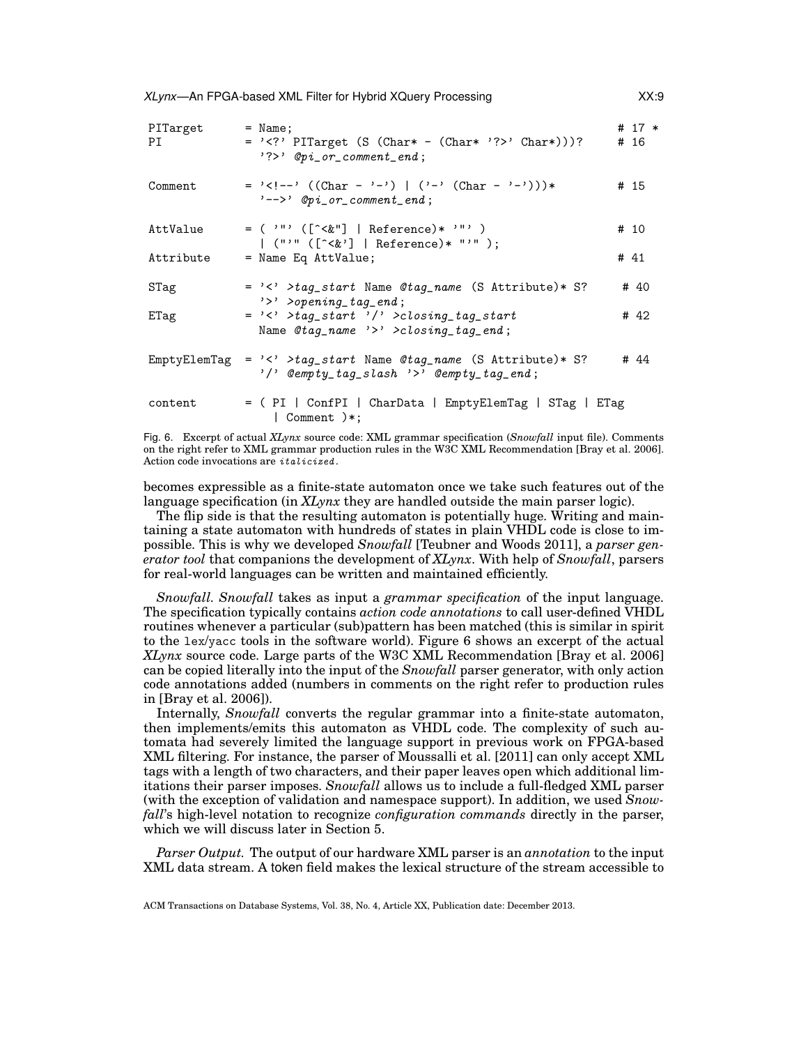```
PITarget      = Name;                                                # 17 *
PI            = '<?' PITarget (S (Char* - (Char* '?>' Char*)))?      # 16
                '?>' @pi_or_comment_end;

Comment       = '<!--' ((Char - '-') | ('-' (Char - '-')))*          # 15
                '-->' @pi_or_comment_end;

AttValue      = ( '"' ([^<&"] | Reference)* '"' )                    # 10
              | ("'" ([^<&'] | Reference)* "'" );
Attribute     = Name Eq AttValue;                                    # 41

STag          = '<' >tag_start Name @tag_name (S Attribute)* S?      # 40
                '>' >opening_tag_end;
ETag          = '<' >tag_start '/' >closing_tag_start                # 42
                Name @tag_name '>' >closing_tag_end;

EmptyElemTag  = '<' >tag_start Name @tag_name (S Attribute)* S?      # 44
                '/' @empty_tag_slash '>' @empty_tag_end;

content       = ( PI | ConfPI | CharData | EmptyElemTag | STag | ETag
                  | Comment )*;
```

Fig. 6. Excerpt of actual *XLynx* source code: XML grammar specification (*Snowfall* input file). Comments on the right refer to XML grammar production rules in the W3C XML Recommendation [Bray et al. 2006]. Action code invocations are *italicized*.

becomes expressible as a finite-state automaton once we take such features out of the language specification (in *XLynx* they are handled outside the main parser logic).

The flip side is that the resulting automaton is potentially huge. Writing and maintaining a state automaton with hundreds of states in plain VHDL code is close to impossible. This is why we developed *Snowfall* [Teubner and Woods 2011], a *parser generator tool* that companions the development of *XLynx*. With help of *Snowfall*, parsers for real-world languages can be written and maintained efficiently.

*Snowfall.* *Snowfall* takes as input a *grammar specification* of the input language. The specification typically contains *action code annotations* to call user-defined VHDL routines whenever a particular (sub)pattern has been matched (this is similar in spirit to the lex/yacc tools in the software world). Figure 6 shows an excerpt of the actual *XLynx* source code. Large parts of the W3C XML Recommendation [Bray et al. 2006] can be copied literally into the input of the *Snowfall* parser generator, with only action code annotations added (numbers in comments on the right refer to production rules in [Bray et al. 2006]).

Internally, *Snowfall* converts the regular grammar into a finite-state automaton, then implements/emits this automaton as VHDL code. The complexity of such automata had severely limited the language support in previous work on FPGA-based XML filtering. For instance, the parser of Moussalli et al. [2011] can only accept XML tags with a length of two characters, and their paper leaves open which additional limitations their parser imposes. *Snowfall* allows us to include a full-fledged XML parser (with the exception of validation and namespace support). In addition, we used *Snowfall*'s high-level notation to recognize *configuration commands* directly in the parser, which we will discuss later in Section 5.

*Parser Output.* The output of our hardware XML parser is an *annotation* to the input XML data stream. A token field makes the lexical structure of the stream accessible to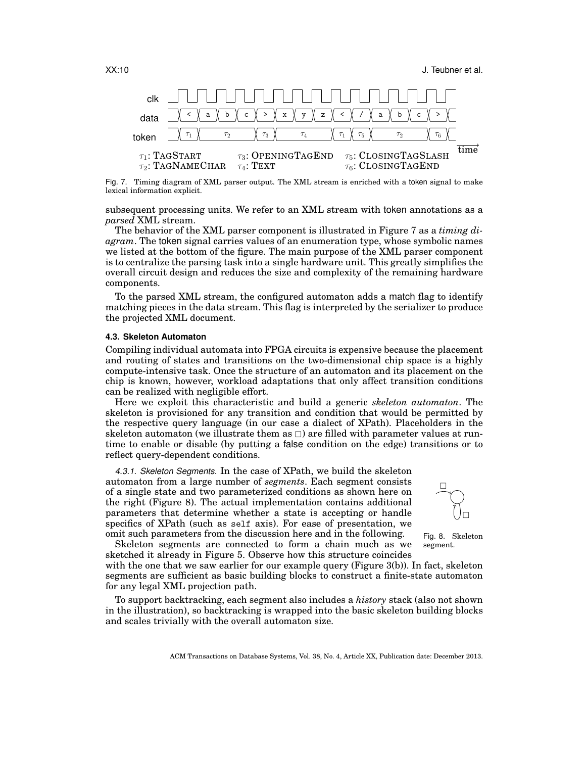Fig. 7. Timing diagram of XML parser output. The XML stream is enriched with a token signal to make lexical information explicit.

subsequent processing units. We refer to an XML stream with token annotations as a *parsed* XML stream.

The behavior of the XML parser component is illustrated in Figure 7 as a *timing diagram*. The token signal carries values of an enumeration type, whose symbolic names we listed at the bottom of the figure. The main purpose of the XML parser component is to centralize the parsing task into a single hardware unit. This greatly simplifies the overall circuit design and reduces the size and complexity of the remaining hardware components.

To the parsed XML stream, the configured automaton adds a match flag to identify matching pieces in the data stream. This flag is interpreted by the serializer to produce the projected XML document.

### 4.3. Skeleton Automaton

Compiling individual automata into FPGA circuits is expensive because the placement and routing of states and transitions on the two-dimensional chip space is a highly compute-intensive task. Once the structure of an automaton and its placement on the chip is known, however, workload adaptations that only affect transition conditions can be realized with negligible effort.

Here we exploit this characteristic and build a generic *skeleton automaton*. The skeleton is provisioned for any transition and condition that would be permitted by the respective query language (in our case a dialect of XPath). Placeholders in the skeleton automaton (we illustrate them as □) are filled with parameter values at runtime to enable or disable (by putting a false condition on the edge) transitions or to reflect query-dependent conditions.

*4.3.1. Skeleton Segments.* In the case of XPath, we build the skeleton automaton from a large number of *segments*. Each segment consists of a single state and two parameterized conditions as shown here on the right (Figure 8). The actual implementation contains additional parameters that determine whether a state is accepting or handle specifics of XPath (such as `self` axis). For ease of presentation, we omit such parameters from the discussion here and in the following.

Fig. 8. Skeleton segment.

Skeleton segments are connected to form a chain much as we sketched it already in Figure 5. Observe how this structure coincides with the one that we saw earlier for our example query (Figure 3(b)). In fact, skeleton segments are sufficient as basic building blocks to construct a finite-state automaton for any legal XML projection path.

To support backtracking, each segment also includes a *history* stack (also not shown in the illustration), so backtracking is wrapped into the basic skeleton building blocks and scales trivially with the overall automaton size.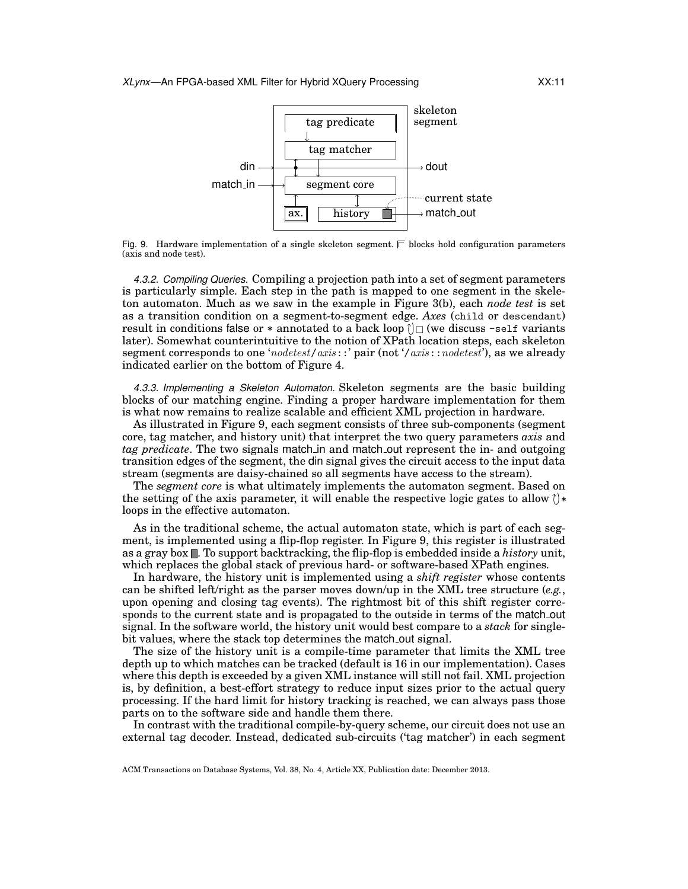Fig. 9. Hardware implementation of a single skeleton segment. ⌈⌉ blocks hold configuration parameters (axis and node test).

*4.3.2. Compiling Queries.* Compiling a projection path into a set of segment parameters is particularly simple. Each step in the path is mapped to one segment in the skeleton automaton. Much as we saw in the example in Figure 3(b), each *node test* is set as a transition condition on a segment-to-segment edge. *Axes* (`child` or `descendant`) result in conditions false or $*$ annotated to a back loop ↻□ (we discuss `-self` variants later). Somewhat counterintuitive to the notion of XPath location steps, each skeleton segment corresponds to one '*nodetest*/*axis*::' pair (not '/*axis*::*nodetest*'), as we already indicated earlier on the bottom of Figure 4.

*4.3.3. Implementing a Skeleton Automaton.* Skeleton segments are the basic building blocks of our matching engine. Finding a proper hardware implementation for them is what now remains to realize scalable and efficient XML projection in hardware.

As illustrated in Figure 9, each segment consists of three sub-components (segment core, tag matcher, and history unit) that interpret the two query parameters *axis* and *tag predicate*. The two signals match_in and match_out represent the in- and outgoing transition edges of the segment, the din signal gives the circuit access to the input data stream (segments are daisy-chained so all segments have access to the stream).

The *segment core* is what ultimately implements the automaton segment. Based on the setting of the axis parameter, it will enable the respective logic gates to allow ↻$*$ loops in the effective automaton.

As in the traditional scheme, the actual automaton state, which is part of each segment, is implemented using a flip-flop register. In Figure 9, this register is illustrated as a gray box ■. To support backtracking, the flip-flop is embedded inside a *history* unit, which replaces the global stack of previous hard- or software-based XPath engines.

In hardware, the history unit is implemented using a *shift register* whose contents can be shifted left/right as the parser moves down/up in the XML tree structure (*e.g.*, upon opening and closing tag events). The rightmost bit of this shift register corresponds to the current state and is propagated to the outside in terms of the match_out signal. In the software world, the history unit would best compare to a *stack* for single-bit values, where the stack top determines the match_out signal.

The size of the history unit is a compile-time parameter that limits the XML tree depth up to which matches can be tracked (default is 16 in our implementation). Cases where this depth is exceeded by a given XML instance will still not fail. XML projection is, by definition, a best-effort strategy to reduce input sizes prior to the actual query processing. If the hard limit for history tracking is reached, we can always pass those parts on to the software side and handle them there.

In contrast with the traditional compile-by-query scheme, our circuit does not use an external tag decoder. Instead, dedicated sub-circuits ('tag matcher') in each segment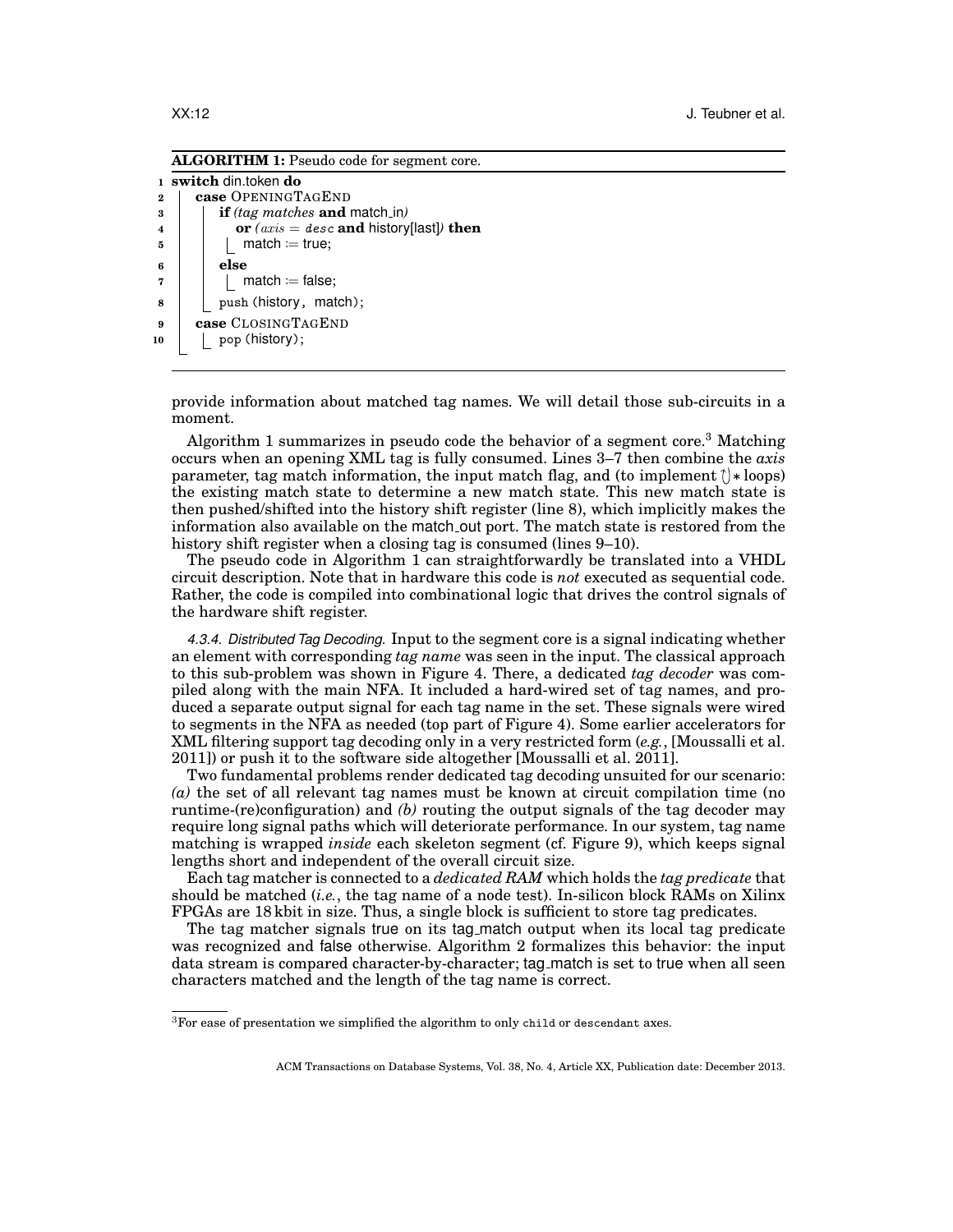**ALGORITHM 1:** Pseudo code for segment core.

```
1  switch din.token do
2      case OpeningTagEnd
3          if (tag matches and match_in)
4             or (axis = desc and history[last]) then
5              match := true;
6          else
7              match := false;
8          push (history, match);
9      case ClosingTagEnd
10         pop (history);
```

provide information about matched tag names. We will detail those sub-circuits in a moment.

Algorithm 1 summarizes in pseudo code the behavior of a segment core.[3] Matching occurs when an opening XML tag is fully consumed. Lines 3–7 then combine the *axis* parameter, tag match information, the input match flag, and (to implement $\circlearrowright *$ loops) the existing match state to determine a new match state. This new match state is then pushed/shifted into the history shift register (line 8), which implicitly makes the information also available on the match_out port. The match state is restored from the history shift register when a closing tag is consumed (lines 9–10).

The pseudo code in Algorithm 1 can straightforwardly be translated into a VHDL circuit description. Note that in hardware this code is *not* executed as sequential code. Rather, the code is compiled into combinational logic that drives the control signals of the hardware shift register.

*4.3.4. Distributed Tag Decoding.* Input to the segment core is a signal indicating whether an element with corresponding *tag name* was seen in the input. The classical approach to this sub-problem was shown in Figure 4. There, a dedicated *tag decoder* was compiled along with the main NFA. It included a hard-wired set of tag names, and produced a separate output signal for each tag name in the set. These signals were wired to segments in the NFA as needed (top part of Figure 4). Some earlier accelerators for XML filtering support tag decoding only in a very restricted form (*e.g.*, [Moussalli et al. 2011]) or push it to the software side altogether [Moussalli et al. 2011].

Two fundamental problems render dedicated tag decoding unsuited for our scenario: *(a)* the set of all relevant tag names must be known at circuit compilation time (no runtime-(re)configuration) and *(b)* routing the output signals of the tag decoder may require long signal paths which will deteriorate performance. In our system, tag name matching is wrapped *inside* each skeleton segment (cf. Figure 9), which keeps signal lengths short and independent of the overall circuit size.

Each tag matcher is connected to a *dedicated RAM* which holds the *tag predicate* that should be matched (*i.e.*, the tag name of a node test). In-silicon block RAMs on Xilinx FPGAs are 18 kbit in size. Thus, a single block is sufficient to store tag predicates.

The tag matcher signals true on its tag_match output when its local tag predicate was recognized and false otherwise. Algorithm 2 formalizes this behavior: the input data stream is compared character-by-character; tag_match is set to true when all seen characters matched and the length of the tag name is correct.

[3] For ease of presentation we simplified the algorithm to only `child` or `descendant` axes.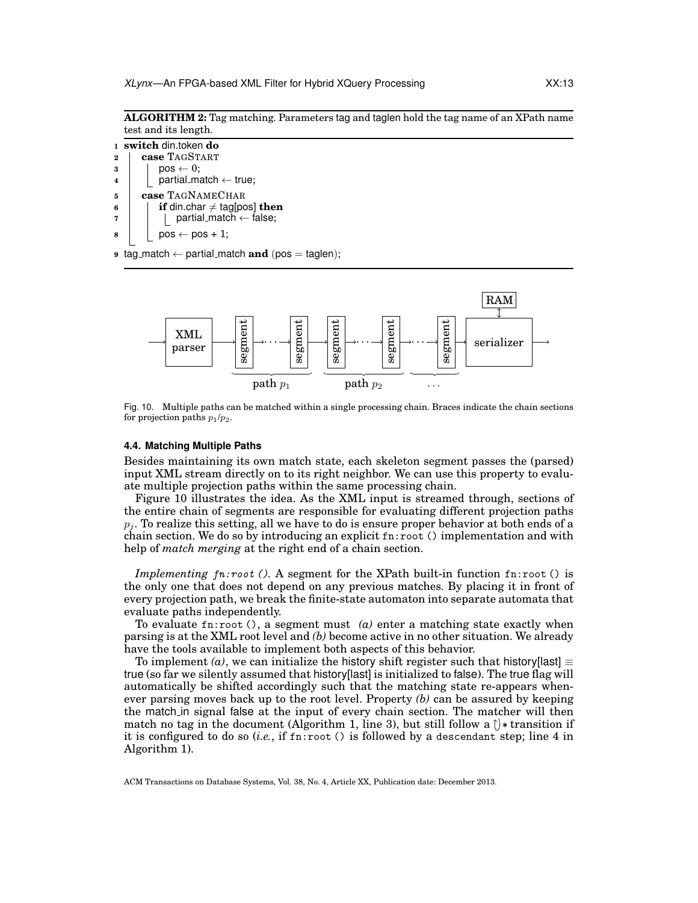**ALGORITHM 2:** Tag matching. Parameters tag and taglen hold the tag name of an XPath name test and its length.

```
1 switch din.token do
2   case TAGSTART
3     pos ← 0;
4     partial_match ← true;
5   case TAGNAMECHAR
6     if din.char ≠ tag[pos] then
7       partial_match ← false;
8     pos ← pos + 1;
9 tag_match ← partial_match and (pos = taglen);
```

Fig. 10. Multiple paths can be matched within a single processing chain. Braces indicate the chain sections for projection paths $p_1/p_2$.

#### 4.4. Matching Multiple Paths

Besides maintaining its own match state, each skeleton segment passes the (parsed) input XML stream directly on to its right neighbor. We can use this property to evaluate multiple projection paths within the same processing chain.

Figure 10 illustrates the idea. As the XML input is streamed through, sections of the entire chain of segments are responsible for evaluating different projection paths $p_j$. To realize this setting, all we have to do is ensure proper behavior at both ends of a chain section. We do so by introducing an explicit `fn:root()` implementation and with help of *match merging* at the right end of a chain section.

*Implementing fn:root().* A segment for the XPath built-in function `fn:root()` is the only one that does not depend on any previous matches. By placing it in front of every projection path, we break the finite-state automaton into separate automata that evaluate paths independently.

To evaluate `fn:root()`, a segment must *(a)* enter a matching state exactly when parsing is at the XML root level and *(b)* become active in no other situation. We already have the tools available to implement both aspects of this behavior.

To implement *(a)*, we can initialize the history shift register such that history[last] ≡ true (so far we silently assumed that history[last] is initialized to false). The true flag will automatically be shifted accordingly such that the matching state re-appears whenever parsing moves back up to the root level. Property *(b)* can be assured by keeping the match_in signal false at the input of every chain section. The matcher will then match no tag in the document (Algorithm 1, line 3), but still follow a $\circlearrowright *$ transition if it is configured to do so (*i.e.*, if `fn:root()` is followed by a `descendant` step; line 4 in Algorithm 1).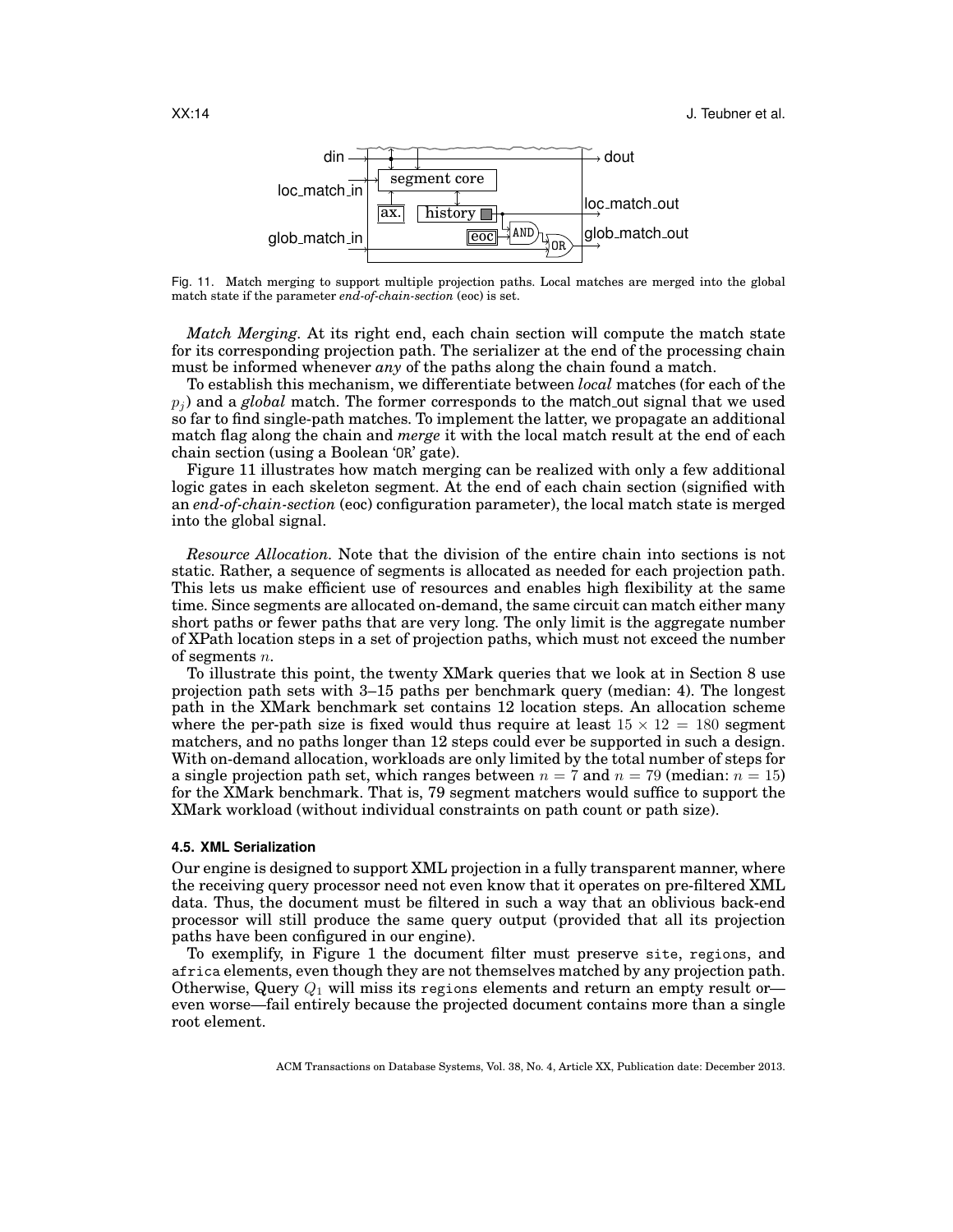Fig. 11. Match merging to support multiple projection paths. Local matches are merged into the global match state if the parameter *end-of-chain-section* (eoc) is set.

*Match Merging.* At its right end, each chain section will compute the match state for its corresponding projection path. The serializer at the end of the processing chain must be informed whenever *any* of the paths along the chain found a match.

To establish this mechanism, we differentiate between *local* matches (for each of the $p_j$) and a *global* match. The former corresponds to the match_out signal that we used so far to find single-path matches. To implement the latter, we propagate an additional match flag along the chain and *merge* it with the local match result at the end of each chain section (using a Boolean 'OR' gate).

Figure 11 illustrates how match merging can be realized with only a few additional logic gates in each skeleton segment. At the end of each chain section (signified with an *end-of-chain-section* (eoc) configuration parameter), the local match state is merged into the global signal.

*Resource Allocation.* Note that the division of the entire chain into sections is not static. Rather, a sequence of segments is allocated as needed for each projection path. This lets us make efficient use of resources and enables high flexibility at the same time. Since segments are allocated on-demand, the same circuit can match either many short paths or fewer paths that are very long. The only limit is the aggregate number of XPath location steps in a set of projection paths, which must not exceed the number of segments $n$.

To illustrate this point, the twenty XMark queries that we look at in Section 8 use projection path sets with 3–15 paths per benchmark query (median: 4). The longest path in the XMark benchmark set contains 12 location steps. An allocation scheme where the per-path size is fixed would thus require at least $15 \times 12 = 180$ segment matchers, and no paths longer than 12 steps could ever be supported in such a design. With on-demand allocation, workloads are only limited by the total number of steps for a single projection path set, which ranges between $n = 7$ and $n = 79$ (median: $n = 15$) for the XMark benchmark. That is, 79 segment matchers would suffice to support the XMark workload (without individual constraints on path count or path size).

### 4.5. XML Serialization

Our engine is designed to support XML projection in a fully transparent manner, where the receiving query processor need not even know that it operates on pre-filtered XML data. Thus, the document must be filtered in such a way that an oblivious back-end processor will still produce the same query output (provided that all its projection paths have been configured in our engine).

To exemplify, in Figure 1 the document filter must preserve site, regions, and africa elements, even though they are not themselves matched by any projection path. Otherwise, Query $Q_1$ will miss its regions elements and return an empty result or—even worse—fail entirely because the projected document contains more than a single root element.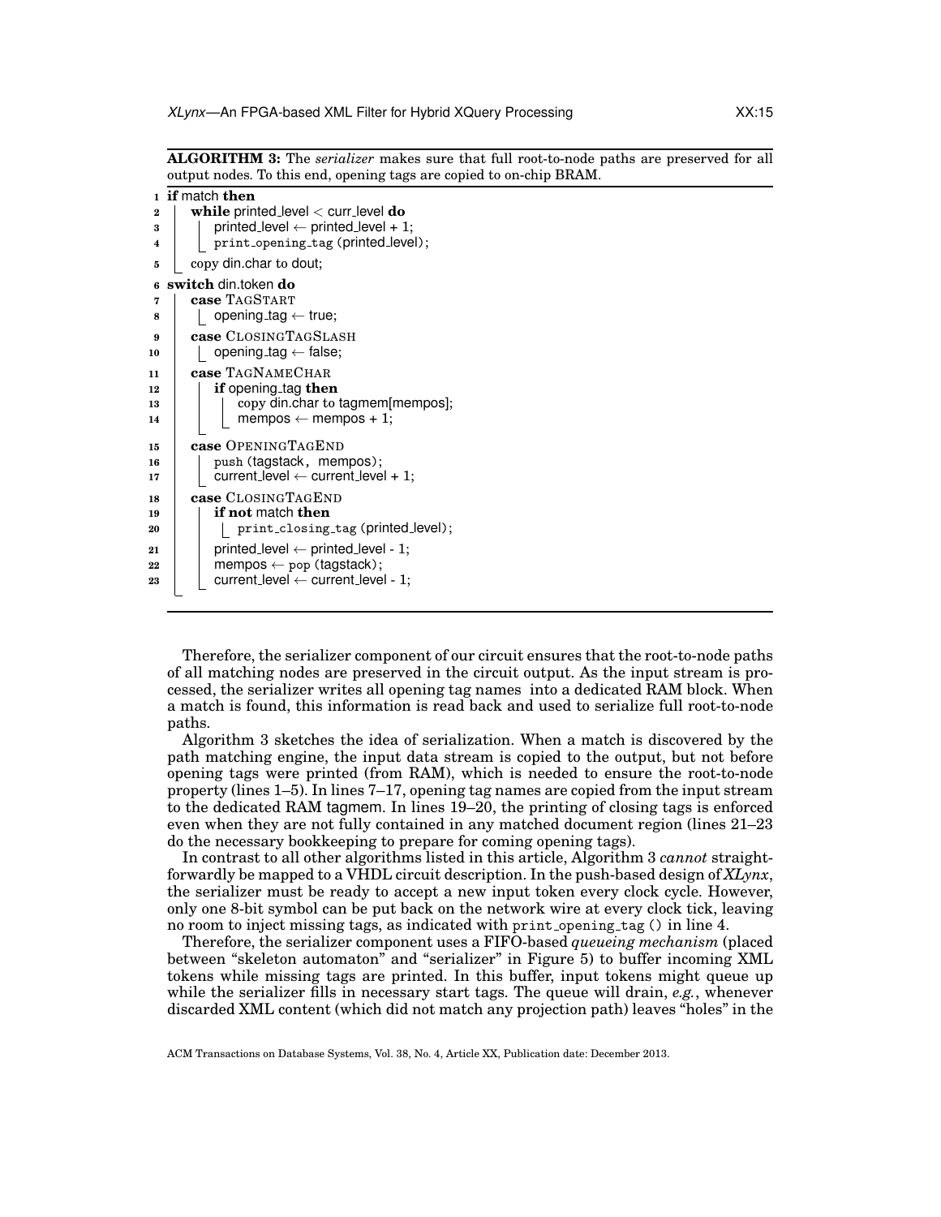**ALGORITHM 3:** The *serializer* makes sure that full root-to-node paths are preserved for all output nodes. To this end, opening tags are copied to on-chip BRAM.

```
1  if match then
2  |  while printed_level < curr_level do
3  |  |  printed_level ← printed_level + 1;
4  |  |  print_opening_tag (printed_level);
5  |  copy din.char to dout;
6  switch din.token do
7  |  case TAGSTART
8  |  |  opening_tag ← true;
9  |  case CLOSINGTAGSLASH
10 |  |  opening_tag ← false;
11 |  case TAGNAMECHAR
12 |  |  if opening_tag then
13 |  |  |  copy din.char to tagmem[mempos];
14 |  |  |  mempos ← mempos + 1;
15 |  case OPENINGTAGEND
16 |  |  push (tagstack, mempos);
17 |  |  current_level ← current_level + 1;
18 |  case CLOSINGTAGEND
19 |  |  if not match then
20 |  |  |  print_closing_tag (printed_level);
21 |  |  printed_level ← printed_level - 1;
22 |  |  mempos ← pop (tagstack);
23 |  |  current_level ← current_level - 1;
```

Therefore, the serializer component of our circuit ensures that the root-to-node paths of all matching nodes are preserved in the circuit output. As the input stream is processed, the serializer writes all opening tag names into a dedicated RAM block. When a match is found, this information is read back and used to serialize full root-to-node paths.

Algorithm 3 sketches the idea of serialization. When a match is discovered by the path matching engine, the input data stream is copied to the output, but not before opening tags were printed (from RAM), which is needed to ensure the root-to-node property (lines 1–5). In lines 7–17, opening tag names are copied from the input stream to the dedicated RAM tagmem. In lines 19–20, the printing of closing tags is enforced even when they are not fully contained in any matched document region (lines 21–23 do the necessary bookkeeping to prepare for coming opening tags).

In contrast to all other algorithms listed in this article, Algorithm 3 *cannot* straightforwardly be mapped to a VHDL circuit description. In the push-based design of *XLynx*, the serializer must be ready to accept a new input token every clock cycle. However, only one 8-bit symbol can be put back on the network wire at every clock tick, leaving no room to inject missing tags, as indicated with `print_opening_tag ()` in line 4.

Therefore, the serializer component uses a FIFO-based *queueing mechanism* (placed between "skeleton automaton" and "serializer" in Figure 5) to buffer incoming XML tokens while missing tags are printed. In this buffer, input tokens might queue up while the serializer fills in necessary start tags. The queue will drain, *e.g.*, whenever discarded XML content (which did not match any projection path) leaves "holes" in the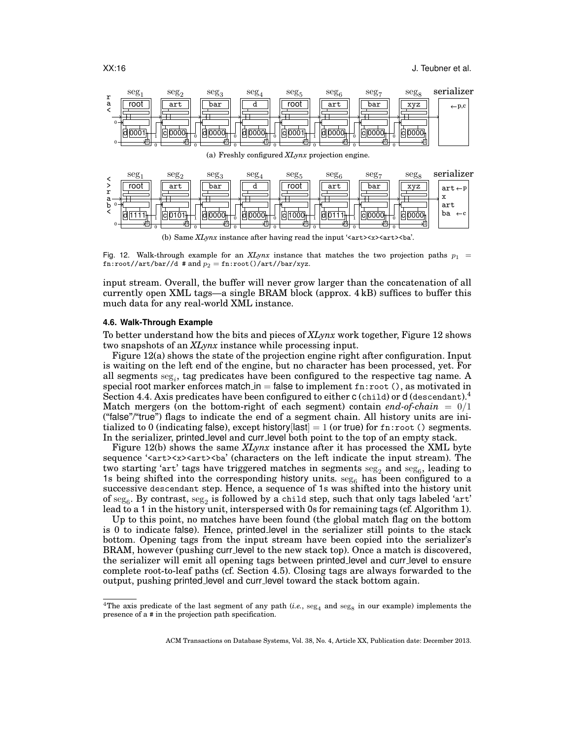(a) Freshly configured *XLynx* projection engine.

(b) Same *XLynx* instance after having read the input '`<art><x><art><ba`'.

Fig. 12. Walk-through example for an *XLynx* instance that matches the two projection paths $p_1$ = `fn:root//art/bar//d #` and $p_2$ = `fn:root()/art//bar/xyz`.

input stream. Overall, the buffer will never grow larger than the concatenation of all currently open XML tags—a single BRAM block (approx. 4 kB) suffices to buffer this much data for any real-world XML instance.

### 4.6. Walk-Through Example

To better understand how the bits and pieces of *XLynx* work together, Figure 12 shows two snapshots of an *XLynx* instance while processing input.

Figure 12(a) shows the state of the projection engine right after configuration. Input is waiting on the left end of the engine, but no character has been processed, yet. For all segments $\text{seg}_i$, tag predicates have been configured to the respective tag name. A special root marker enforces match_in = false to implement `fn:root ()`, as motivated in Section 4.4. Axis predicates have been configured to either c (`child`) or d (`descendant`).[4] Match mergers (on the bottom-right of each segment) contain *end-of-chain* = 0/1 ("false"/"true") flags to indicate the end of a segment chain. All history units are initialized to 0 (indicating false), except history[last] = 1 (or true) for `fn:root ()` segments. In the serializer, printed_level and curr_level both point to the top of an empty stack.

Figure 12(b) shows the same *XLynx* instance after it has processed the XML byte sequence '`<art><x><art><ba`' (characters on the left indicate the input stream). The two starting '`art`' tags have triggered matches in segments $\text{seg}_2$ and $\text{seg}_6$, leading to 1s being shifted into the corresponding history units. $\text{seg}_6$ has been configured to a successive `descendant` step. Hence, a sequence of 1s was shifted into the history unit of $\text{seg}_6$. By contrast, $\text{seg}_2$ is followed by a `child` step, such that only tags labeled '`art`' lead to a 1 in the history unit, interspersed with 0s for remaining tags (cf. Algorithm 1).

Up to this point, no matches have been found (the global match flag on the bottom is 0 to indicate false). Hence, printed_level in the serializer still points to the stack bottom. Opening tags from the input stream have been copied into the serializer's BRAM, however (pushing curr_level to the new stack top). Once a match is discovered, the serializer will emit all opening tags between printed_level and curr_level to ensure complete root-to-leaf paths (cf. Section 4.5). Closing tags are always forwarded to the output, pushing printed_level and curr_level toward the stack bottom again.

---

[4] The axis predicate of the last segment of any path (*i.e.*, $\text{seg}_4$ and $\text{seg}_8$ in our example) implements the presence of a # in the projection path specification.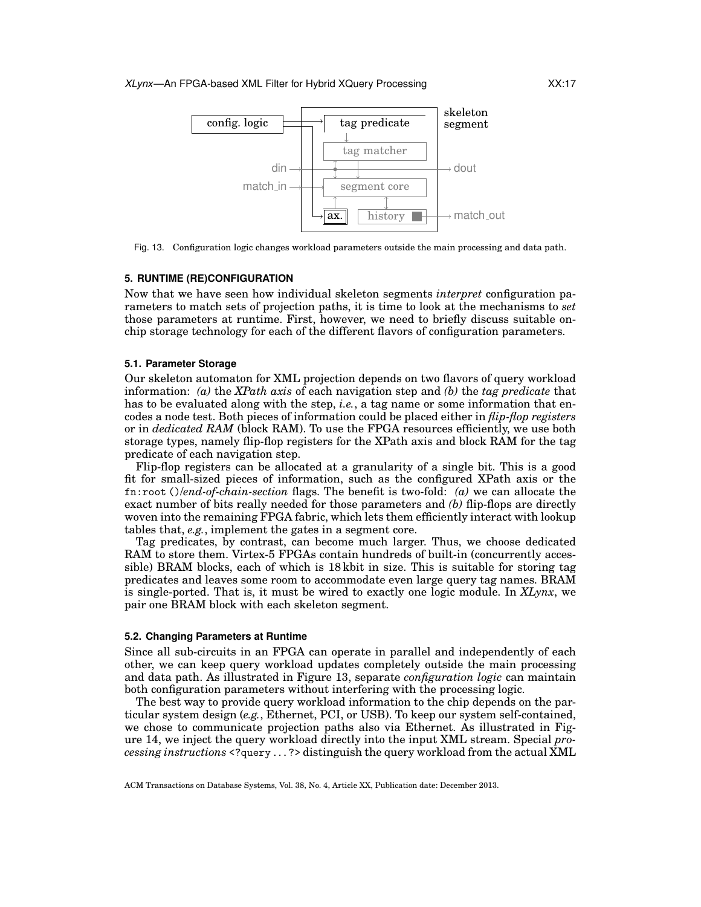Fig. 13. Configuration logic changes workload parameters outside the main processing and data path.

## 5. RUNTIME (RE)CONFIGURATION

Now that we have seen how individual skeleton segments *interpret* configuration parameters to match sets of projection paths, it is time to look at the mechanisms to *set* those parameters at runtime. First, however, we need to briefly discuss suitable on-chip storage technology for each of the different flavors of configuration parameters.

### 5.1. Parameter Storage

Our skeleton automaton for XML projection depends on two flavors of query workload information: *(a)* the *XPath axis* of each navigation step and *(b)* the *tag predicate* that has to be evaluated along with the step, *i.e.*, a tag name or some information that encodes a node test. Both pieces of information could be placed either in *flip-flop registers* or in *dedicated RAM* (block RAM). To use the FPGA resources efficiently, we use both storage types, namely flip-flop registers for the XPath axis and block RAM for the tag predicate of each navigation step.

Flip-flop registers can be allocated at a granularity of a single bit. This is a good fit for small-sized pieces of information, such as the configured XPath axis or the `fn:root ()`/*end-of-chain-section* flags. The benefit is two-fold: *(a)* we can allocate the exact number of bits really needed for those parameters and *(b)* flip-flops are directly woven into the remaining FPGA fabric, which lets them efficiently interact with lookup tables that, *e.g.*, implement the gates in a segment core.

Tag predicates, by contrast, can become much larger. Thus, we choose dedicated RAM to store them. Virtex-5 FPGAs contain hundreds of built-in (concurrently accessible) BRAM blocks, each of which is 18 kbit in size. This is suitable for storing tag predicates and leaves some room to accommodate even large query tag names. BRAM is single-ported. That is, it must be wired to exactly one logic module. In *XLynx*, we pair one BRAM block with each skeleton segment.

### 5.2. Changing Parameters at Runtime

Since all sub-circuits in an FPGA can operate in parallel and independently of each other, we can keep query workload updates completely outside the main processing and data path. As illustrated in Figure 13, separate *configuration logic* can maintain both configuration parameters without interfering with the processing logic.

The best way to provide query workload information to the chip depends on the particular system design (*e.g.*, Ethernet, PCI, or USB). To keep our system self-contained, we chose to communicate projection paths also via Ethernet. As illustrated in Figure 14, we inject the query workload directly into the input XML stream. Special *processing instructions* `<?query ... ?>` distinguish the query workload from the actual XML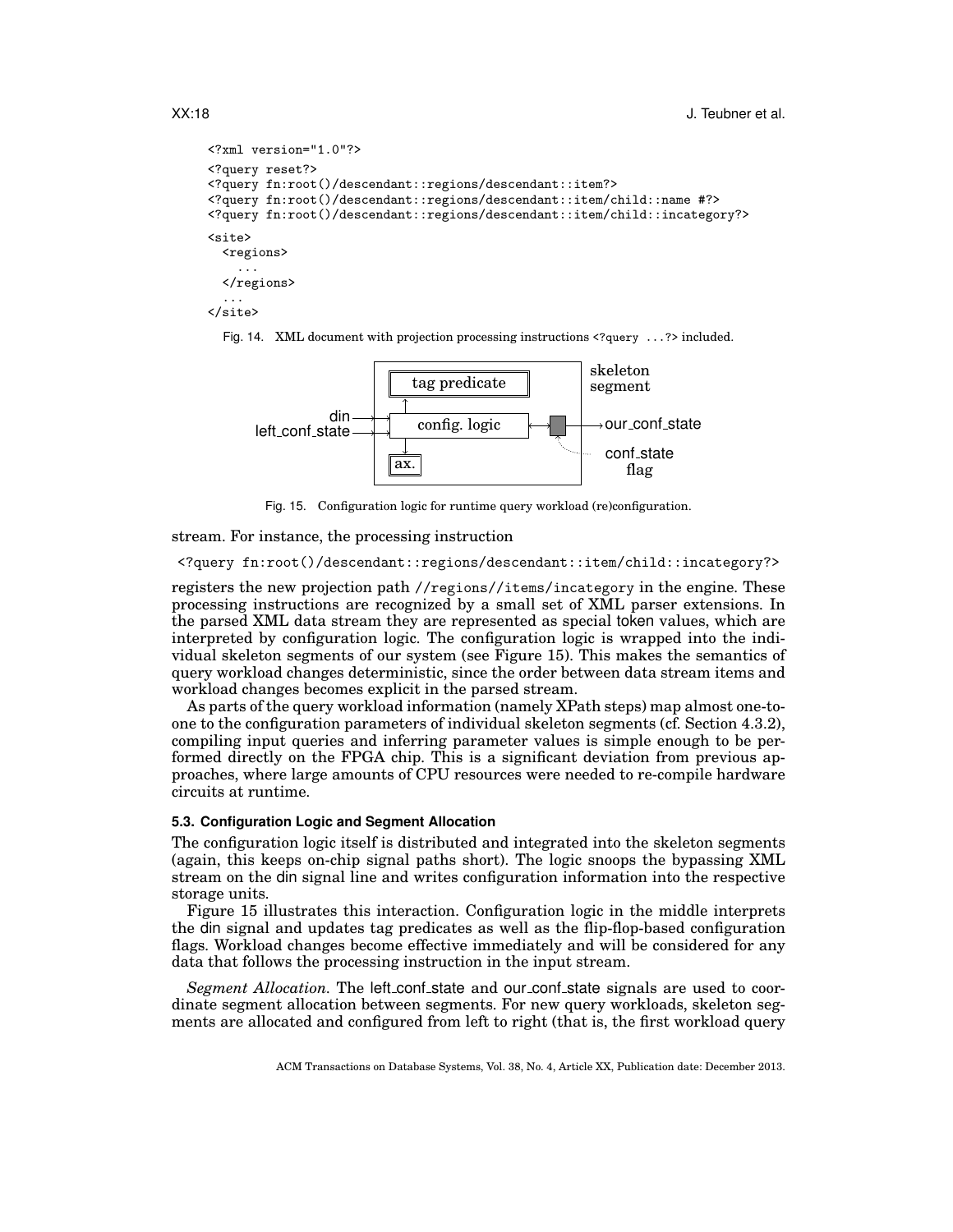```
<?xml version="1.0"?>
<?query reset?>
<?query fn:root()/descendant::regions/descendant::item?>
<?query fn:root()/descendant::regions/descendant::item/child::name #?>
<?query fn:root()/descendant::regions/descendant::item/child::incategory?>
<site>
  <regions>
    ...
  </regions>
  ...
</site>
```

Fig. 14. XML document with projection processing instructions `<?query ...?>` included.

Fig. 15. Configuration logic for runtime query workload (re)configuration.

stream. For instance, the processing instruction

```
<?query fn:root()/descendant::regions/descendant::item/child::incategory?>
```

registers the new projection path `//regions//items/incategory` in the engine. These processing instructions are recognized by a small set of XML parser extensions. In the parsed XML data stream they are represented as special token values, which are interpreted by configuration logic. The configuration logic is wrapped into the individual skeleton segments of our system (see Figure 15). This makes the semantics of query workload changes deterministic, since the order between data stream items and workload changes becomes explicit in the parsed stream.

As parts of the query workload information (namely XPath steps) map almost one-to-one to the configuration parameters of individual skeleton segments (cf. Section 4.3.2), compiling input queries and inferring parameter values is simple enough to be performed directly on the FPGA chip. This is a significant deviation from previous approaches, where large amounts of CPU resources were needed to re-compile hardware circuits at runtime.

### 5.3. Configuration Logic and Segment Allocation

The configuration logic itself is distributed and integrated into the skeleton segments (again, this keeps on-chip signal paths short). The logic snoops the bypassing XML stream on the din signal line and writes configuration information into the respective storage units.

Figure 15 illustrates this interaction. Configuration logic in the middle interprets the din signal and updates tag predicates as well as the flip-flop-based configuration flags. Workload changes become effective immediately and will be considered for any data that follows the processing instruction in the input stream.

*Segment Allocation.* The left_conf_state and our_conf_state signals are used to coordinate segment allocation between segments. For new query workloads, skeleton segments are allocated and configured from left to right (that is, the first workload query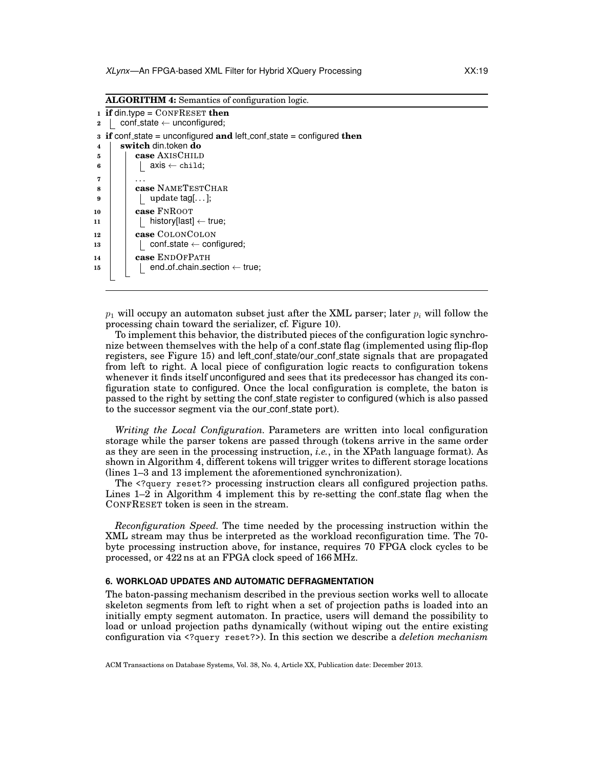**ALGORITHM 4:** Semantics of configuration logic.

```
1  if din.type = CONFRESET then
2  |  conf_state ← unconfigured;
3  if conf_state = unconfigured and left_conf_state = configured then
4  |  switch din.token do
5  |  |  case AXISCHILD
6  |  |  |  axis ← child;
7  |  |  ...
8  |  |  case NAMETESTCHAR
9  |  |  |  update tag[...];
10 |  |  case FNROOT
11 |  |  |  history[last] ← true;
12 |  |  case COLONCOLON
13 |  |  |  conf_state ← configured;
14 |  |  case ENDOFPATH
15 |  |  |  end_of_chain_section ← true;
```

$p_1$ will occupy an automaton subset just after the XML parser; later $p_i$ will follow the processing chain toward the serializer, cf. Figure 10).

To implement this behavior, the distributed pieces of the configuration logic synchronize between themselves with the help of a conf_state flag (implemented using flip-flop registers, see Figure 15) and left_conf_state/our_conf_state signals that are propagated from left to right. A local piece of configuration logic reacts to configuration tokens whenever it finds itself unconfigured and sees that its predecessor has changed its configuration state to configured. Once the local configuration is complete, the baton is passed to the right by setting the conf_state register to configured (which is also passed to the successor segment via the our_conf_state port).

*Writing the Local Configuration.* Parameters are written into local configuration storage while the parser tokens are passed through (tokens arrive in the same order as they are seen in the processing instruction, *i.e.*, in the XPath language format). As shown in Algorithm 4, different tokens will trigger writes to different storage locations (lines 1–3 and 13 implement the aforementioned synchronization).

The `<?query reset?>` processing instruction clears all configured projection paths. Lines 1–2 in Algorithm 4 implement this by re-setting the conf_state flag when the CONFRESET token is seen in the stream.

*Reconfiguration Speed.* The time needed by the processing instruction within the XML stream may thus be interpreted as the workload reconfiguration time. The 70-byte processing instruction above, for instance, requires 70 FPGA clock cycles to be processed, or 422 ns at an FPGA clock speed of 166 MHz.

## 6. WORKLOAD UPDATES AND AUTOMATIC DEFRAGMENTATION

The baton-passing mechanism described in the previous section works well to allocate skeleton segments from left to right when a set of projection paths is loaded into an initially empty segment automaton. In practice, users will demand the possibility to load or unload projection paths dynamically (without wiping out the entire existing configuration via `<?query reset?>`). In this section we describe a *deletion mechanism*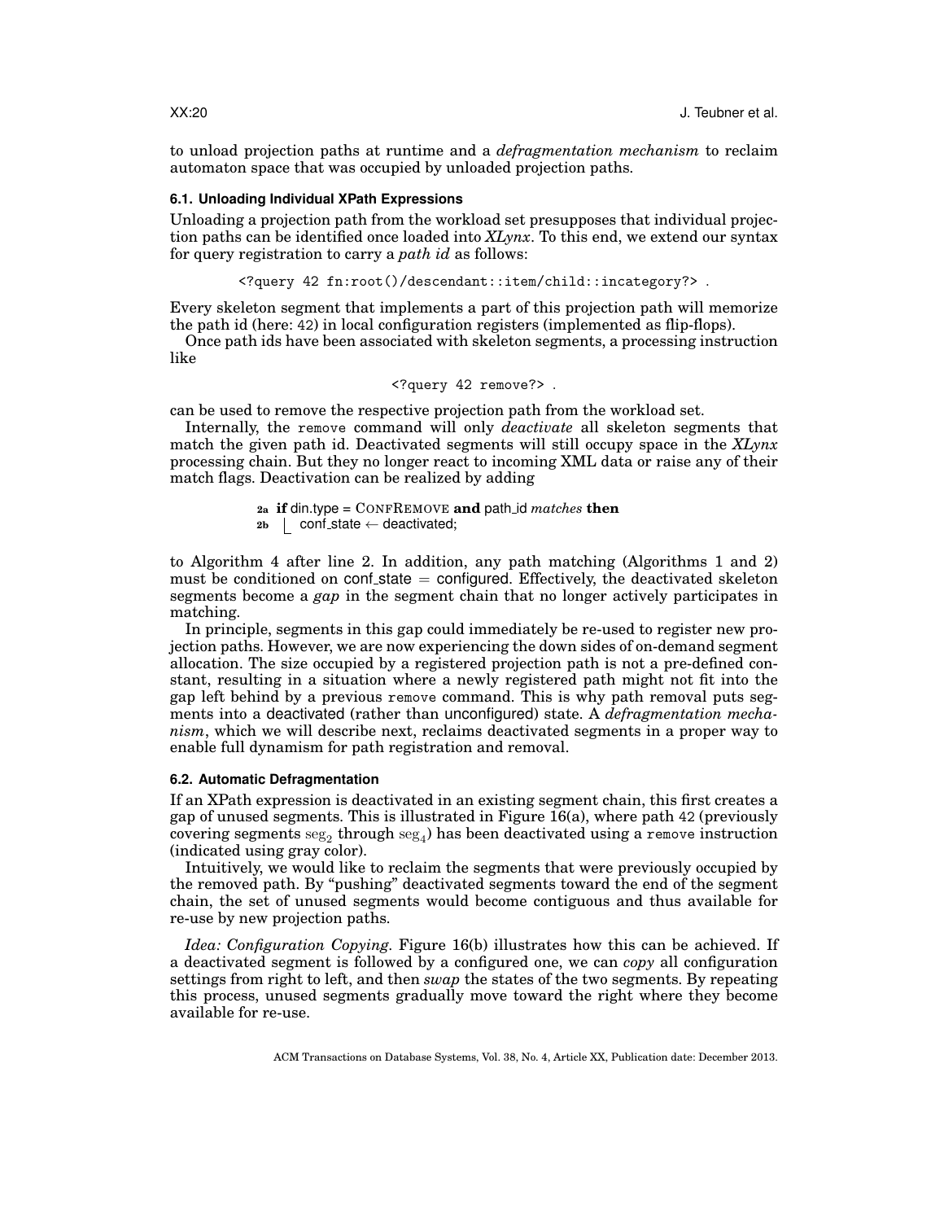to unload projection paths at runtime and a *defragmentation mechanism* to reclaim automaton space that was occupied by unloaded projection paths.

### 6.1. Unloading Individual XPath Expressions

Unloading a projection path from the workload set presupposes that individual projection paths can be identified once loaded into *XLynx*. To this end, we extend our syntax for query registration to carry a *path id* as follows:

```
<?query 42 fn:root()/descendant::item/child::incategory?> .
```

Every skeleton segment that implements a part of this projection path will memorize the path id (here: 42) in local configuration registers (implemented as flip-flops).

Once path ids have been associated with skeleton segments, a processing instruction like

```
<?query 42 remove?> .
```

can be used to remove the respective projection path from the workload set.

Internally, the remove command will only *deactivate* all skeleton segments that match the given path id. Deactivated segments will still occupy space in the *XLynx* processing chain. But they no longer react to incoming XML data or raise any of their match flags. Deactivation can be realized by adding

**2a** **if** din.type = ConfRemove **and** path_id *matches* **then**
**2b** &nbsp;&nbsp;&nbsp; conf_state ← deactivated;

to Algorithm 4 after line 2. In addition, any path matching (Algorithms 1 and 2) must be conditioned on conf_state = configured. Effectively, the deactivated skeleton segments become a *gap* in the segment chain that no longer actively participates in matching.

In principle, segments in this gap could immediately be re-used to register new projection paths. However, we are now experiencing the down sides of on-demand segment allocation. The size occupied by a registered projection path is not a pre-defined constant, resulting in a situation where a newly registered path might not fit into the gap left behind by a previous remove command. This is why path removal puts segments into a deactivated (rather than unconfigured) state. A *defragmentation mechanism*, which we will describe next, reclaims deactivated segments in a proper way to enable full dynamism for path registration and removal.

### 6.2. Automatic Defragmentation

If an XPath expression is deactivated in an existing segment chain, this first creates a gap of unused segments. This is illustrated in Figure 16(a), where path 42 (previously covering segments $\mathrm{seg}_2$ through $\mathrm{seg}_4$) has been deactivated using a remove instruction (indicated using gray color).

Intuitively, we would like to reclaim the segments that were previously occupied by the removed path. By "pushing" deactivated segments toward the end of the segment chain, the set of unused segments would become contiguous and thus available for re-use by new projection paths.

*Idea: Configuration Copying.* Figure 16(b) illustrates how this can be achieved. If a deactivated segment is followed by a configured one, we can *copy* all configuration settings from right to left, and then *swap* the states of the two segments. By repeating this process, unused segments gradually move toward the right where they become available for re-use.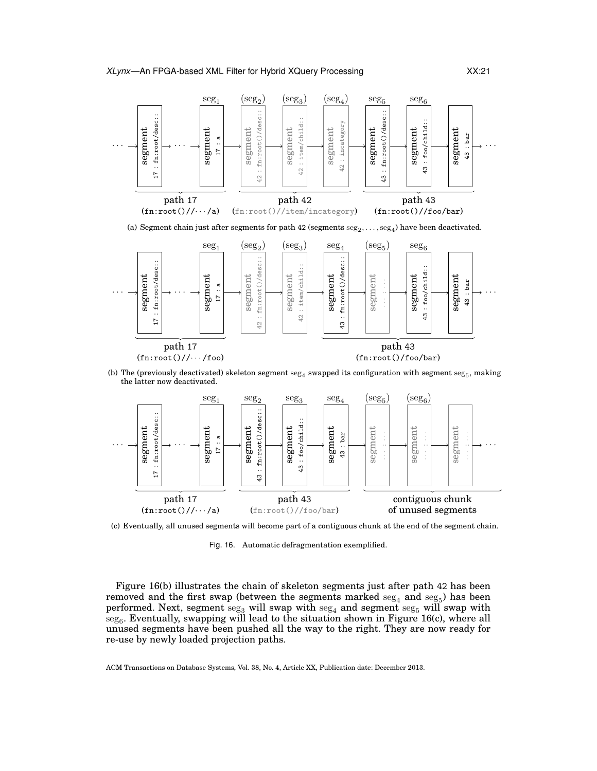(a) Segment chain just after segments for path 42 (segments $\text{seg}_2, \ldots, \text{seg}_4$) have been deactivated.

(b) The (previously deactivated) skeleton segment $\text{seg}_4$ swapped its configuration with segment $\text{seg}_5$, making the latter now deactivated.

(c) Eventually, all unused segments will become part of a contiguous chunk at the end of the segment chain.

Fig. 16. Automatic defragmentation exemplified.

Figure 16(b) illustrates the chain of skeleton segments just after path 42 has been removed and the first swap (between the segments marked $\text{seg}_4$ and $\text{seg}_5$) has been performed. Next, segment $\text{seg}_3$ will swap with $\text{seg}_4$ and segment $\text{seg}_5$ will swap with $\text{seg}_6$. Eventually, swapping will lead to the situation shown in Figure 16(c), where all unused segments have been pushed all the way to the right. They are now ready for re-use by newly loaded projection paths.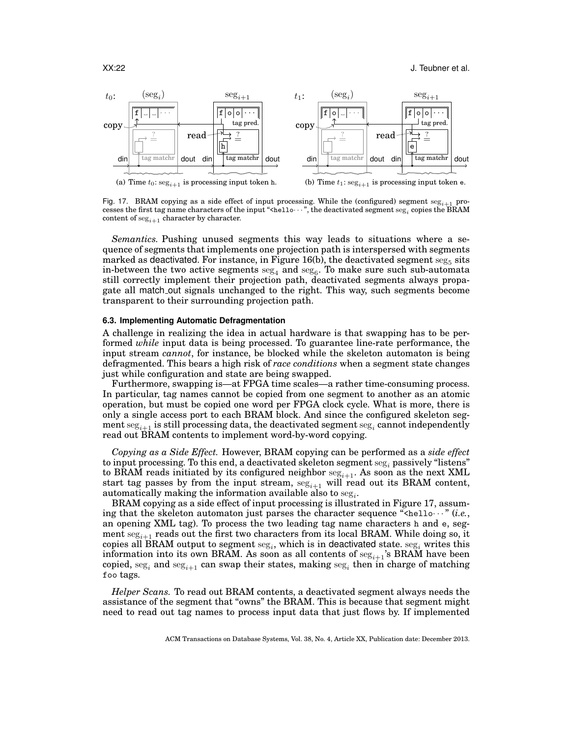(a) Time $t_0$: $\text{seg}_{i+1}$ is processing input token h.

(b) Time $t_1$: $\text{seg}_{i+1}$ is processing input token e.

Fig. 17. BRAM copying as a side effect of input processing. While the (configured) segment $\text{seg}_{i+1}$ processes the first tag name characters of the input "<hello···", the deactivated segment $\text{seg}_i$ copies the BRAM content of $\text{seg}_{i+1}$ character by character.

*Semantics.* Pushing unused segments this way leads to situations where a sequence of segments that implements one projection path is interspersed with segments marked as deactivated. For instance, in Figure 16(b), the deactivated segment $\text{seg}_5$ sits in-between the two active segments $\text{seg}_4$ and $\text{seg}_6$. To make sure such sub-automata still correctly implement their projection path, deactivated segments always propagate all match_out signals unchanged to the right. This way, such segments become transparent to their surrounding projection path.

### 6.3. Implementing Automatic Defragmentation

A challenge in realizing the idea in actual hardware is that swapping has to be performed *while* input data is being processed. To guarantee line-rate performance, the input stream *cannot*, for instance, be blocked while the skeleton automaton is being defragmented. This bears a high risk of *race conditions* when a segment state changes just while configuration and state are being swapped.

Furthermore, swapping is—at FPGA time scales—a rather time-consuming process. In particular, tag names cannot be copied from one segment to another as an atomic operation, but must be copied one word per FPGA clock cycle. What is more, there is only a single access port to each BRAM block. And since the configured skeleton segment $\text{seg}_{i+1}$ is still processing data, the deactivated segment $\text{seg}_i$ cannot independently read out BRAM contents to implement word-by-word copying.

*Copying as a Side Effect.* However, BRAM copying can be performed as a *side effect* to input processing. To this end, a deactivated skeleton segment $\text{seg}_i$ passively "listens" to BRAM reads initiated by its configured neighbor $\text{seg}_{i+1}$. As soon as the next XML start tag passes by from the input stream, $\text{seg}_{i+1}$ will read out its BRAM content, automatically making the information available also to $\text{seg}_i$.

BRAM copying as a side effect of input processing is illustrated in Figure 17, assuming that the skeleton automaton just parses the character sequence "<hello···" (*i.e.*, an opening XML tag). To process the two leading tag name characters h and e, segment $\text{seg}_{i+1}$ reads out the first two characters from its local BRAM. While doing so, it copies all BRAM output to segment $\text{seg}_i$, which is in deactivated state. $\text{seg}_i$ writes this information into its own BRAM. As soon as all contents of $\text{seg}_{i+1}$'s BRAM have been copied, $\text{seg}_i$ and $\text{seg}_{i+1}$ can swap their states, making $\text{seg}_i$ then in charge of matching foo tags.

*Helper Scans.* To read out BRAM contents, a deactivated segment always needs the assistance of the segment that "owns" the BRAM. This is because that segment might need to read out tag names to process input data that just flows by. If implemented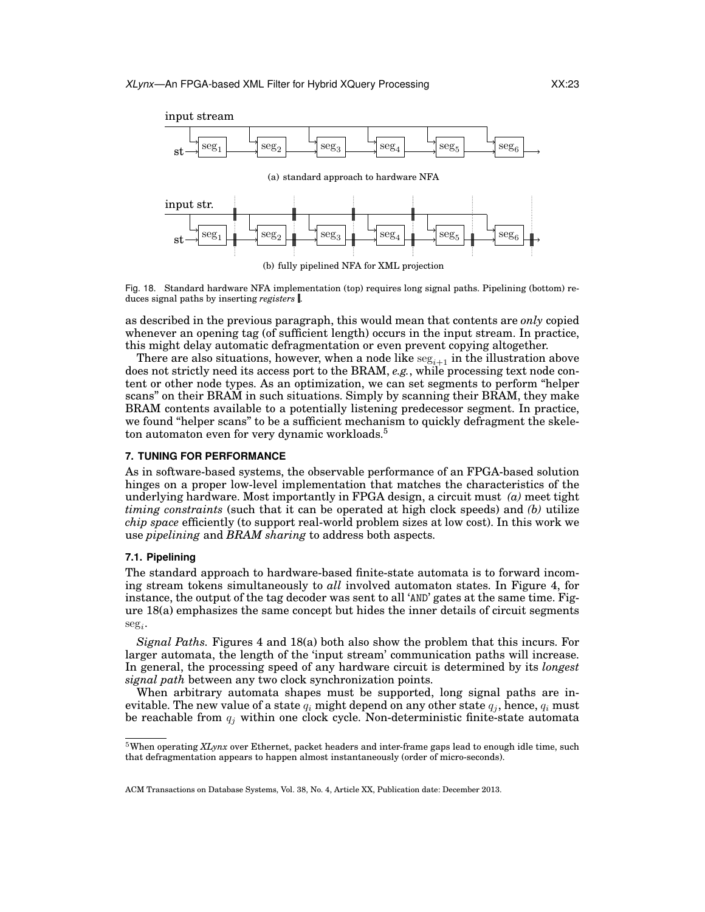Fig. 18. Standard hardware NFA implementation (top) requires long signal paths. Pipelining (bottom) reduces signal paths by inserting *registers* ▌.

(a) standard approach to hardware NFA

(b) fully pipelined NFA for XML projection

as described in the previous paragraph, this would mean that contents are *only* copied whenever an opening tag (of sufficient length) occurs in the input stream. In practice, this might delay automatic defragmentation or even prevent copying altogether.

There are also situations, however, when a node like $\mathrm{seg}_{i+1}$ in the illustration above does not strictly need its access port to the BRAM, *e.g.*, while processing text node content or other node types. As an optimization, we can set segments to perform "helper scans" on their BRAM in such situations. Simply by scanning their BRAM, they make BRAM contents available to a potentially listening predecessor segment. In practice, we found "helper scans" to be a sufficient mechanism to quickly defragment the skeleton automaton even for very dynamic workloads.[5]

## 7. TUNING FOR PERFORMANCE

As in software-based systems, the observable performance of an FPGA-based solution hinges on a proper low-level implementation that matches the characteristics of the underlying hardware. Most importantly in FPGA design, a circuit must *(a)* meet tight *timing constraints* (such that it can be operated at high clock speeds) and *(b)* utilize *chip space* efficiently (to support real-world problem sizes at low cost). In this work we use *pipelining* and *BRAM sharing* to address both aspects.

### 7.1. Pipelining

The standard approach to hardware-based finite-state automata is to forward incoming stream tokens simultaneously to *all* involved automaton states. In Figure 4, for instance, the output of the tag decoder was sent to all 'AND' gates at the same time. Figure 18(a) emphasizes the same concept but hides the inner details of circuit segments $\mathrm{seg}_i$.

*Signal Paths.* Figures 4 and 18(a) both also show the problem that this incurs. For larger automata, the length of the 'input stream' communication paths will increase. In general, the processing speed of any hardware circuit is determined by its *longest signal path* between any two clock synchronization points.

When arbitrary automata shapes must be supported, long signal paths are inevitable. The new value of a state $q_i$ might depend on any other state $q_j$, hence, $q_i$ must be reachable from $q_j$ within one clock cycle. Non-deterministic finite-state automata

[5] When operating *XLynx* over Ethernet, packet headers and inter-frame gaps lead to enough idle time, such that defragmentation appears to happen almost instantaneously (order of micro-seconds).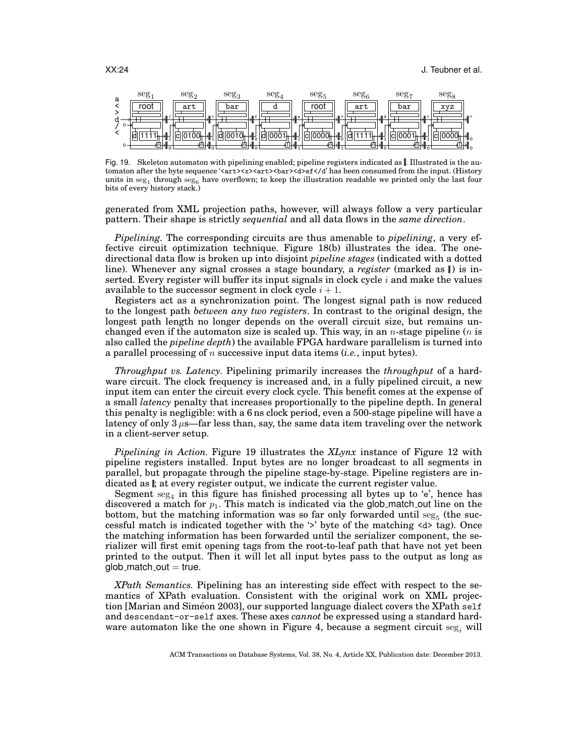Fig. 19. Skeleton automaton with pipelining enabled; pipeline registers indicated as ▮. Illustrated is the automaton after the byte sequence '<art><x><art><bar><d>ef</d' has been consumed from the input. (History units in $\text{seg}_1$ through $\text{seg}_6$ have overflown; to keep the illustration readable we printed only the last four bits of every history stack.)

generated from XML projection paths, however, will always follow a very particular pattern. Their shape is strictly *sequential* and all data flows in the *same direction*.

*Pipelining.* The corresponding circuits are thus amenable to *pipelining*, a very effective circuit optimization technique. Figure 18(b) illustrates the idea. The one-directional data flow is broken up into disjoint *pipeline stages* (indicated with a dotted line). Whenever any signal crosses a stage boundary, a *register* (marked as ▮) is inserted. Every register will buffer its input signals in clock cycle $i$ and make the values available to the successor segment in clock cycle $i + 1$.

Registers act as a synchronization point. The longest signal path is now reduced to the longest path *between any two registers*. In contrast to the original design, the longest path length no longer depends on the overall circuit size, but remains unchanged even if the automaton size is scaled up. This way, in an $n$-stage pipeline ($n$ is also called the *pipeline depth*) the available FPGA hardware parallelism is turned into a parallel processing of $n$ successive input data items (*i.e.*, input bytes).

*Throughput vs. Latency.* Pipelining primarily increases the *throughput* of a hardware circuit. The clock frequency is increased and, in a fully pipelined circuit, a new input item can enter the circuit every clock cycle. This benefit comes at the expense of a small *latency* penalty that increases proportionally to the pipeline depth. In general this penalty is negligible: with a 6 ns clock period, even a 500-stage pipeline will have a latency of only 3 $\mu$s—far less than, say, the same data item traveling over the network in a client-server setup.

*Pipelining in Action.* Figure 19 illustrates the *XLynx* instance of Figure 12 with pipeline registers installed. Input bytes are no longer broadcast to all segments in parallel, but propagate through the pipeline stage-by-stage. Pipeline registers are indicated as ▮; at every register output, we indicate the current register value.

Segment $\text{seg}_4$ in this figure has finished processing all bytes up to 'e', hence has discovered a match for $p_1$. This match is indicated via the glob_match_out line on the bottom, but the matching information was so far only forwarded until $\text{seg}_5$ (the successful match is indicated together with the '>' byte of the matching <d> tag). Once the matching information has been forwarded until the serializer component, the serializer will first emit opening tags from the root-to-leaf path that have not yet been printed to the output. Then it will let all input bytes pass to the output as long as glob_match_out = true.

*XPath Semantics.* Pipelining has an interesting side effect with respect to the semantics of XPath evaluation. Consistent with the original work on XML projection [Marian and Siméon 2003], our supported language dialect covers the XPath `self` and `descendant-or-self` axes. These axes *cannot* be expressed using a standard hardware automaton like the one shown in Figure 4, because a segment circuit $\text{seg}_i$ will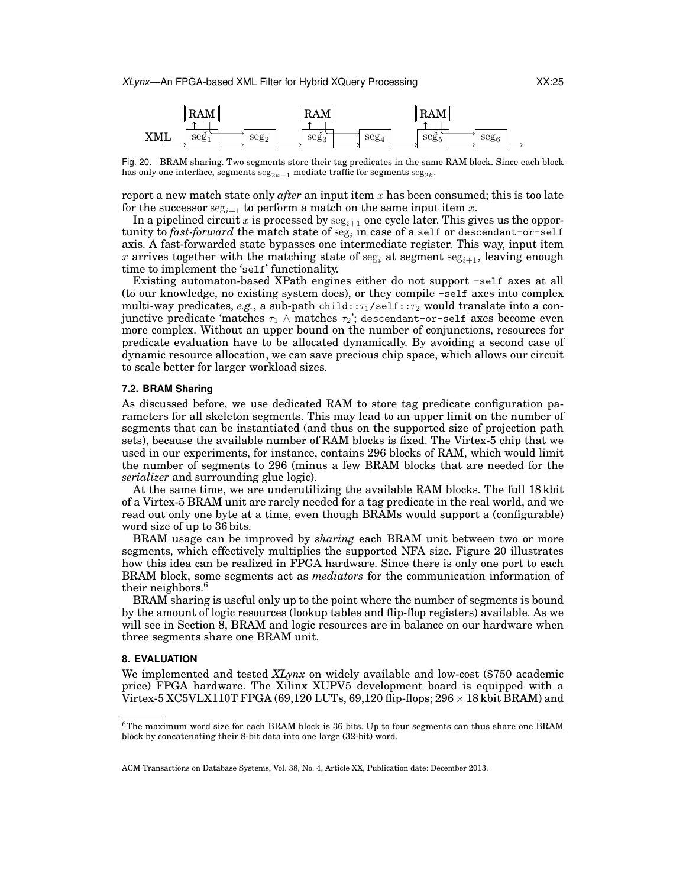Fig. 20. BRAM sharing. Two segments store their tag predicates in the same RAM block. Since each block has only one interface, segments $\mathrm{seg}_{2k-1}$ mediate traffic for segments $\mathrm{seg}_{2k}$.

report a new match state only *after* an input item $x$ has been consumed; this is too late for the successor $\mathrm{seg}_{i+1}$ to perform a match on the same input item $x$.

In a pipelined circuit $x$ is processed by $\mathrm{seg}_{i+1}$ one cycle later. This gives us the opportunity to *fast-forward* the match state of $\mathrm{seg}_i$ in case of a `self` or `descendant-or-self` axis. A fast-forwarded state bypasses one intermediate register. This way, input item $x$ arrives together with the matching state of $\mathrm{seg}_i$ at segment $\mathrm{seg}_{i+1}$, leaving enough time to implement the '`self`' functionality.

Existing automaton-based XPath engines either do not support `-self` axes at all (to our knowledge, no existing system does), or they compile `-self` axes into complex multi-way predicates, *e.g.*, a sub-path `child::`$\tau_1$`/self::`$\tau_2$ would translate into a conjunctive predicate 'matches $\tau_1$ $\wedge$ matches $\tau_2$'; `descendant-or-self` axes become even more complex. Without an upper bound on the number of conjunctions, resources for predicate evaluation have to be allocated dynamically. By avoiding a second case of dynamic resource allocation, we can save precious chip space, which allows our circuit to scale better for larger workload sizes.

### 7.2. BRAM Sharing

As discussed before, we use dedicated RAM to store tag predicate configuration parameters for all skeleton segments. This may lead to an upper limit on the number of segments that can be instantiated (and thus on the supported size of projection path sets), because the available number of RAM blocks is fixed. The Virtex-5 chip that we used in our experiments, for instance, contains 296 blocks of RAM, which would limit the number of segments to 296 (minus a few BRAM blocks that are needed for the *serializer* and surrounding glue logic).

At the same time, we are underutilizing the available RAM blocks. The full 18 kbit of a Virtex-5 BRAM unit are rarely needed for a tag predicate in the real world, and we read out only one byte at a time, even though BRAMs would support a (configurable) word size of up to 36 bits.

BRAM usage can be improved by *sharing* each BRAM unit between two or more segments, which effectively multiplies the supported NFA size. Figure 20 illustrates how this idea can be realized in FPGA hardware. Since there is only one port to each BRAM block, some segments act as *mediators* for the communication information of their neighbors.[6]

BRAM sharing is useful only up to the point where the number of segments is bound by the amount of logic resources (lookup tables and flip-flop registers) available. As we will see in Section 8, BRAM and logic resources are in balance on our hardware when three segments share one BRAM unit.

## 8. EVALUATION

We implemented and tested *XLynx* on widely available and low-cost ($750 academic price) FPGA hardware. The Xilinx XUPV5 development board is equipped with a Virtex-5 XC5VLX110T FPGA (69,120 LUTs, 69,120 flip-flops; 296 × 18 kbit BRAM) and

---

[6]The maximum word size for each BRAM block is 36 bits. Up to four segments can thus share one BRAM block by concatenating their 8-bit data into one large (32-bit) word.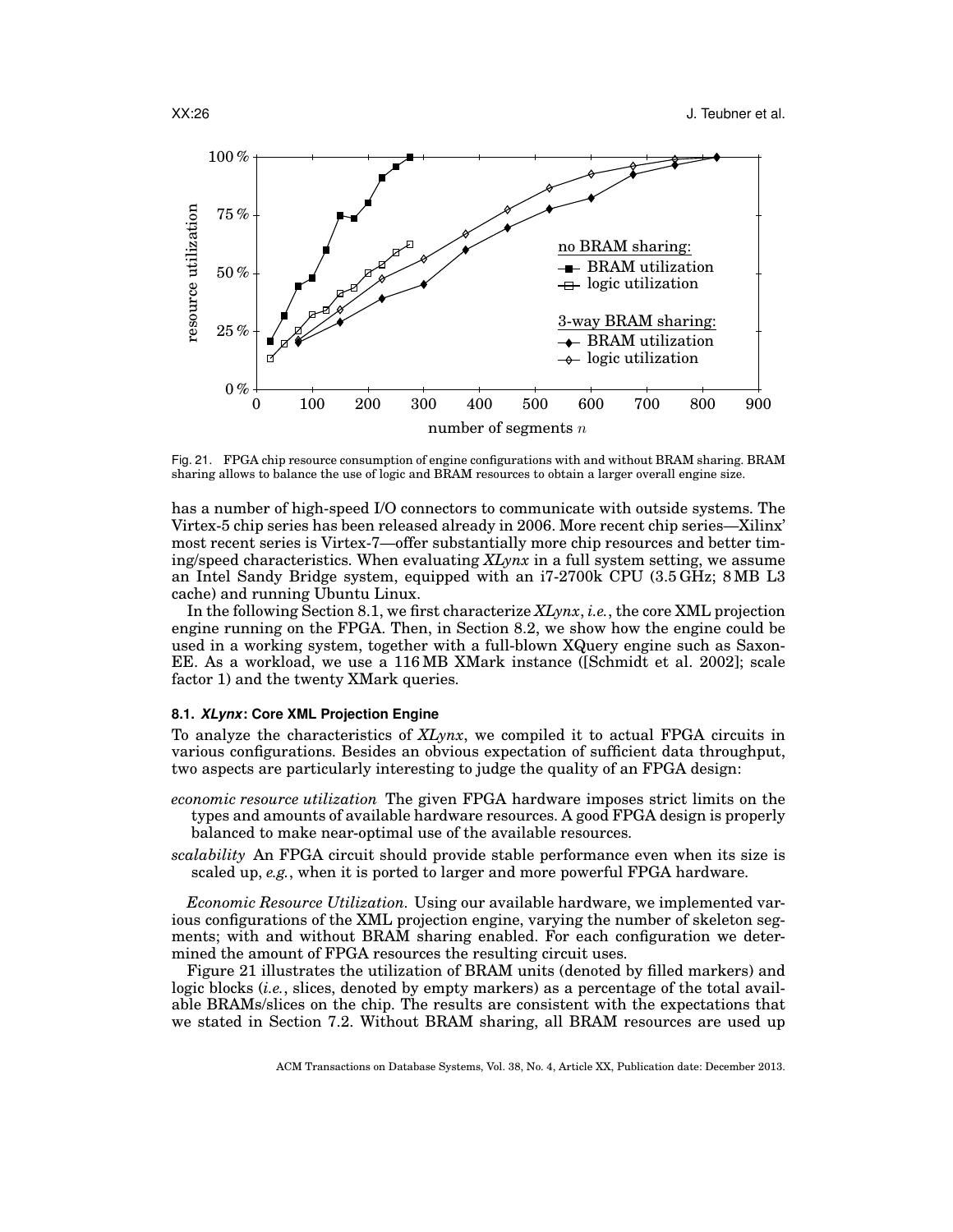Fig. 21. FPGA chip resource consumption of engine configurations with and without BRAM sharing. BRAM sharing allows to balance the use of logic and BRAM resources to obtain a larger overall engine size.

has a number of high-speed I/O connectors to communicate with outside systems. The Virtex-5 chip series has been released already in 2006. More recent chip series—Xilinx' most recent series is Virtex-7—offer substantially more chip resources and better timing/speed characteristics. When evaluating *XLynx* in a full system setting, we assume an Intel Sandy Bridge system, equipped with an i7-2700k CPU (3.5 GHz; 8 MB L3 cache) and running Ubuntu Linux.

In the following Section 8.1, we first characterize *XLynx*, *i.e.*, the core XML projection engine running on the FPGA. Then, in Section 8.2, we show how the engine could be used in a working system, together with a full-blown XQuery engine such as Saxon-EE. As a workload, we use a 116 MB XMark instance ([Schmidt et al. 2002]; scale factor 1) and the twenty XMark queries.

### 8.1. *XLynx*: Core XML Projection Engine

To analyze the characteristics of *XLynx*, we compiled it to actual FPGA circuits in various configurations. Besides an obvious expectation of sufficient data throughput, two aspects are particularly interesting to judge the quality of an FPGA design:

*economic resource utilization* The given FPGA hardware imposes strict limits on the types and amounts of available hardware resources. A good FPGA design is properly balanced to make near-optimal use of the available resources.

*scalability* An FPGA circuit should provide stable performance even when its size is scaled up, *e.g.*, when it is ported to larger and more powerful FPGA hardware.

*Economic Resource Utilization.* Using our available hardware, we implemented various configurations of the XML projection engine, varying the number of skeleton segments; with and without BRAM sharing enabled. For each configuration we determined the amount of FPGA resources the resulting circuit uses.

Figure 21 illustrates the utilization of BRAM units (denoted by filled markers) and logic blocks (*i.e.*, slices, denoted by empty markers) as a percentage of the total available BRAMs/slices on the chip. The results are consistent with the expectations that we stated in Section 7.2. Without BRAM sharing, all BRAM resources are used up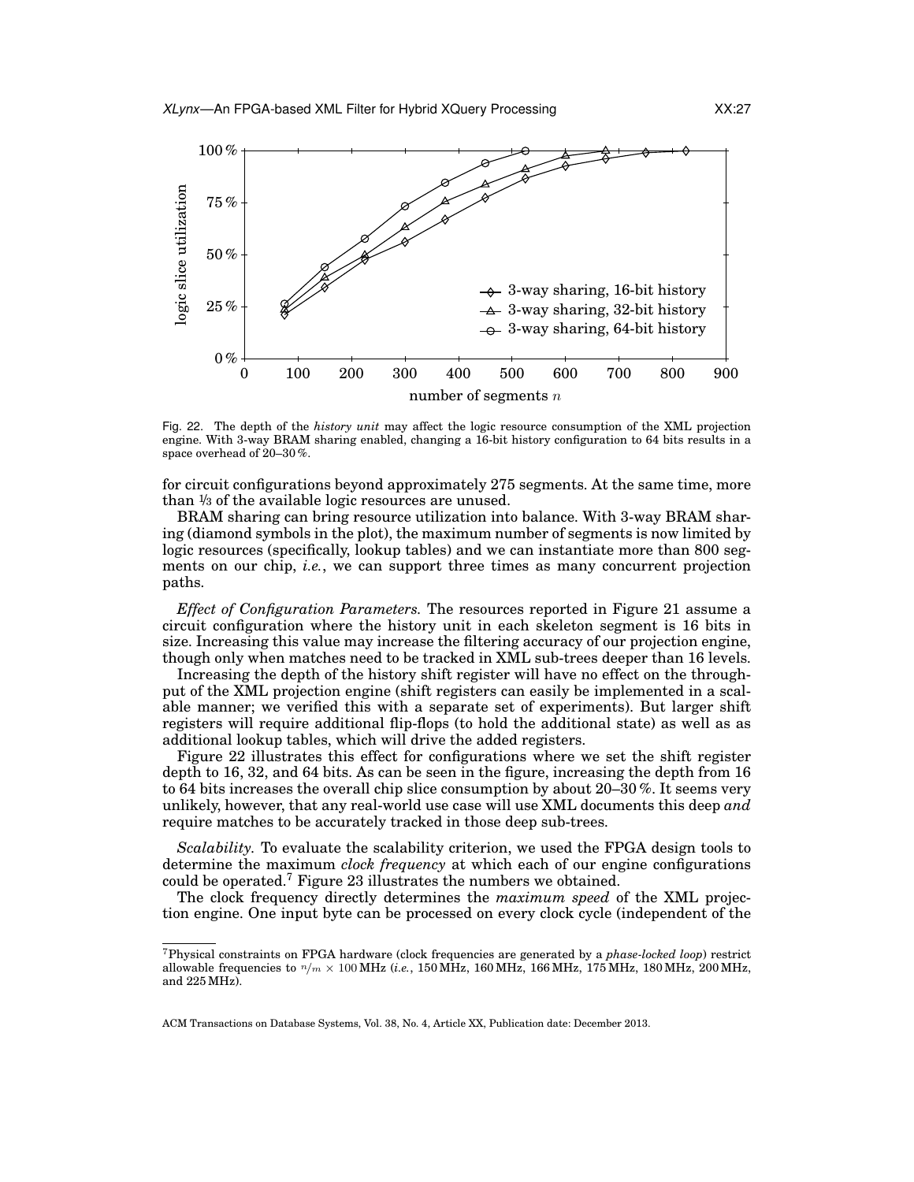Fig. 22. The depth of the *history unit* may affect the logic resource consumption of the XML projection engine. With 3-way BRAM sharing enabled, changing a 16-bit history configuration to 64 bits results in a space overhead of 20–30 %.

for circuit configurations beyond approximately 275 segments. At the same time, more than ⅓ of the available logic resources are unused.

BRAM sharing can bring resource utilization into balance. With 3-way BRAM sharing (diamond symbols in the plot), the maximum number of segments is now limited by logic resources (specifically, lookup tables) and we can instantiate more than 800 segments on our chip, *i.e.*, we can support three times as many concurrent projection paths.

*Effect of Configuration Parameters.* The resources reported in Figure 21 assume a circuit configuration where the history unit in each skeleton segment is 16 bits in size. Increasing this value may increase the filtering accuracy of our projection engine, though only when matches need to be tracked in XML sub-trees deeper than 16 levels.

Increasing the depth of the history shift register will have no effect on the throughput of the XML projection engine (shift registers can easily be implemented in a scalable manner; we verified this with a separate set of experiments). But larger shift registers will require additional flip-flops (to hold the additional state) as well as additional lookup tables, which will drive the added registers.

Figure 22 illustrates this effect for configurations where we set the shift register depth to 16, 32, and 64 bits. As can be seen in the figure, increasing the depth from 16 to 64 bits increases the overall chip slice consumption by about 20–30 %. It seems very unlikely, however, that any real-world use case will use XML documents this deep *and* require matches to be accurately tracked in those deep sub-trees.

*Scalability.* To evaluate the scalability criterion, we used the FPGA design tools to determine the maximum *clock frequency* at which each of our engine configurations could be operated.[7] Figure 23 illustrates the numbers we obtained.

The clock frequency directly determines the *maximum speed* of the XML projection engine. One input byte can be processed on every clock cycle (independent of the

[7] Physical constraints on FPGA hardware (clock frequencies are generated by a *phase-locked loop*) restrict allowable frequencies to $n/m \times 100$ MHz (*i.e.*, 150 MHz, 160 MHz, 166 MHz, 175 MHz, 180 MHz, 200 MHz, and 225 MHz).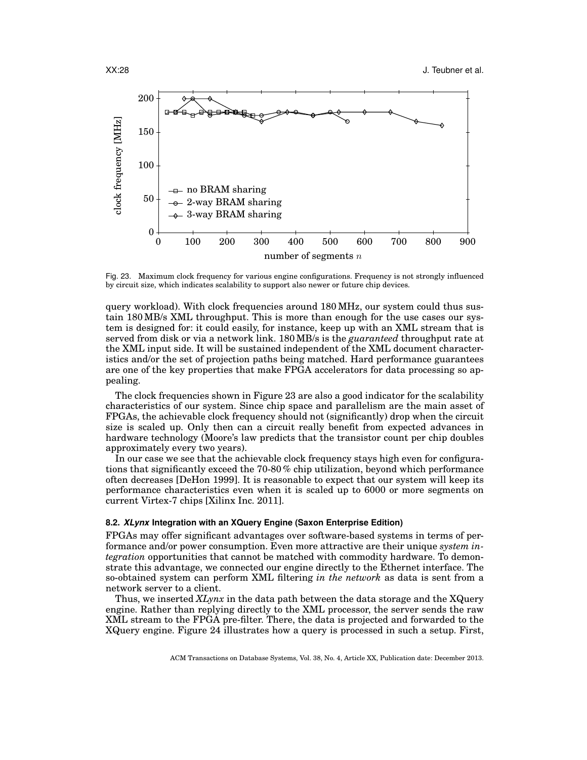Fig. 23. Maximum clock frequency for various engine configurations. Frequency is not strongly influenced by circuit size, which indicates scalability to support also newer or future chip devices.

query workload). With clock frequencies around 180 MHz, our system could thus sustain 180 MB/s XML throughput. This is more than enough for the use cases our system is designed for: it could easily, for instance, keep up with an XML stream that is served from disk or via a network link. 180 MB/s is the *guaranteed* throughput rate at the XML input side. It will be sustained independent of the XML document characteristics and/or the set of projection paths being matched. Hard performance guarantees are one of the key properties that make FPGA accelerators for data processing so appealing.

The clock frequencies shown in Figure 23 are also a good indicator for the scalability characteristics of our system. Since chip space and parallelism are the main asset of FPGAs, the achievable clock frequency should not (significantly) drop when the circuit size is scaled up. Only then can a circuit really benefit from expected advances in hardware technology (Moore's law predicts that the transistor count per chip doubles approximately every two years).

In our case we see that the achievable clock frequency stays high even for configurations that significantly exceed the 70-80 % chip utilization, beyond which performance often decreases [DeHon 1999]. It is reasonable to expect that our system will keep its performance characteristics even when it is scaled up to 6000 or more segments on current Virtex-7 chips [Xilinx Inc. 2011].

### 8.2. *XLynx* Integration with an XQuery Engine (Saxon Enterprise Edition)

FPGAs may offer significant advantages over software-based systems in terms of performance and/or power consumption. Even more attractive are their unique *system integration* opportunities that cannot be matched with commodity hardware. To demonstrate this advantage, we connected our engine directly to the Ethernet interface. The so-obtained system can perform XML filtering *in the network* as data is sent from a network server to a client.

Thus, we inserted *XLynx* in the data path between the data storage and the XQuery engine. Rather than replying directly to the XML processor, the server sends the raw XML stream to the FPGA pre-filter. There, the data is projected and forwarded to the XQuery engine. Figure 24 illustrates how a query is processed in such a setup. First,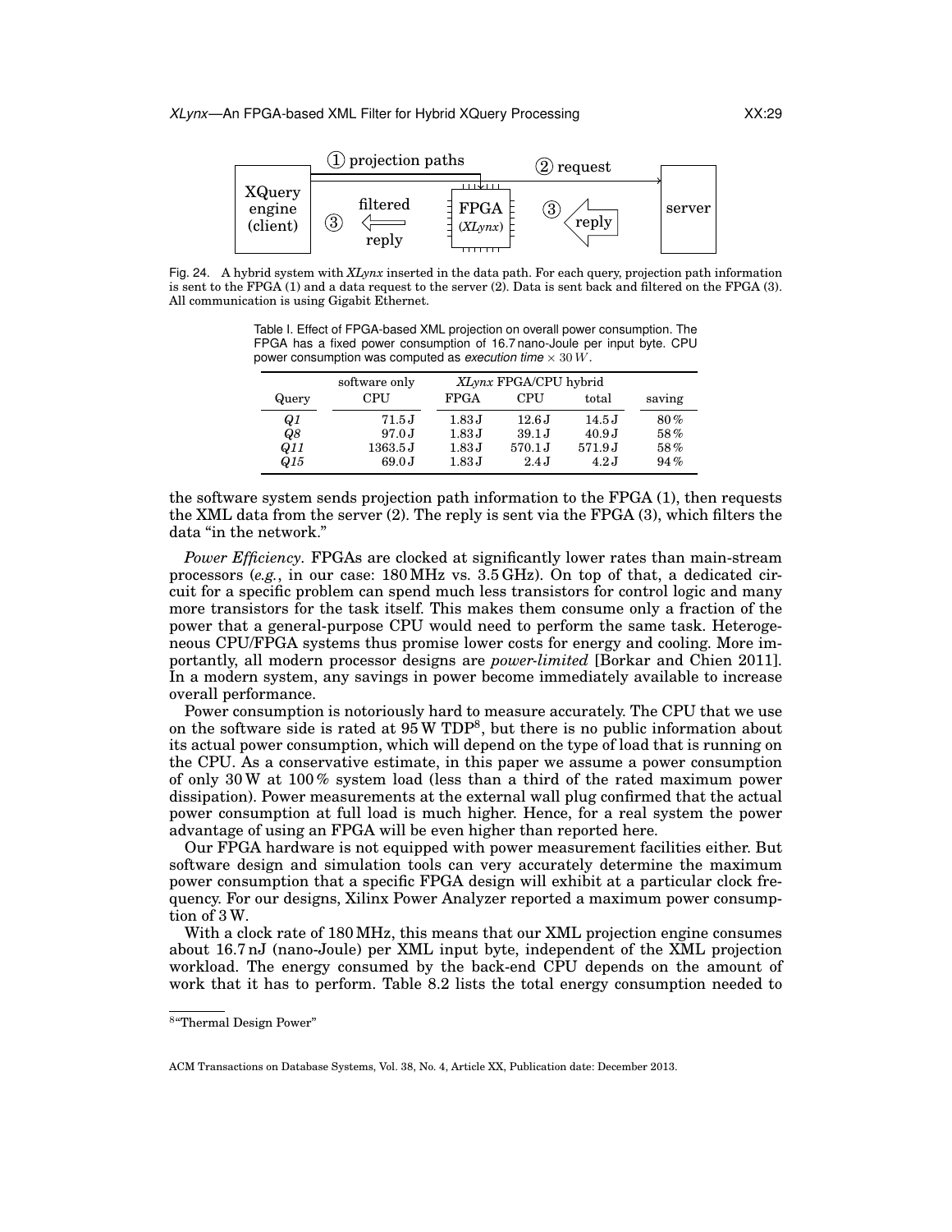Fig. 24. A hybrid system with *XLynx* inserted in the data path. For each query, projection path information is sent to the FPGA (1) and a data request to the server (2). Data is sent back and filtered on the FPGA (3). All communication is using Gigabit Ethernet.

Table I. Effect of FPGA-based XML projection on overall power consumption. The FPGA has a fixed power consumption of 16.7 nano-Joule per input byte. CPU power consumption was computed as *execution time* $\times$ 30 *W*.

| | software only | *XLynx* FPGA/CPU hybrid | | | |
|---|---|---|---|---|---|
| Query | CPU | FPGA | CPU | total | saving |
| *Q1* | 71.5 J | 1.83 J | 12.6 J | 14.5 J | 80 % |
| *Q8* | 97.0 J | 1.83 J | 39.1 J | 40.9 J | 58 % |
| *Q11* | 1363.5 J | 1.83 J | 570.1 J | 571.9 J | 58 % |
| *Q15* | 69.0 J | 1.83 J | 2.4 J | 4.2 J | 94 % |

the software system sends projection path information to the FPGA (1), then requests the XML data from the server (2). The reply is sent via the FPGA (3), which filters the data "in the network."

*Power Efficiency.* FPGAs are clocked at significantly lower rates than main-stream processors (*e.g.*, in our case: 180 MHz vs. 3.5 GHz). On top of that, a dedicated circuit for a specific problem can spend much less transistors for control logic and many more transistors for the task itself. This makes them consume only a fraction of the power that a general-purpose CPU would need to perform the same task. Heterogeneous CPU/FPGA systems thus promise lower costs for energy and cooling. More importantly, all modern processor designs are *power-limited* [Borkar and Chien 2011]. In a modern system, any savings in power become immediately available to increase overall performance.

Power consumption is notoriously hard to measure accurately. The CPU that we use on the software side is rated at 95 W TDP[8], but there is no public information about its actual power consumption, which will depend on the type of load that is running on the CPU. As a conservative estimate, in this paper we assume a power consumption of only 30 W at 100 % system load (less than a third of the rated maximum power dissipation). Power measurements at the external wall plug confirmed that the actual power consumption at full load is much higher. Hence, for a real system the power advantage of using an FPGA will be even higher than reported here.

Our FPGA hardware is not equipped with power measurement facilities either. But software design and simulation tools can very accurately determine the maximum power consumption that a specific FPGA design will exhibit at a particular clock frequency. For our designs, Xilinx Power Analyzer reported a maximum power consumption of 3 W.

With a clock rate of 180 MHz, this means that our XML projection engine consumes about 16.7 nJ (nano-Joule) per XML input byte, independent of the XML projection workload. The energy consumed by the back-end CPU depends on the amount of work that it has to perform. Table 8.2 lists the total energy consumption needed to

[8] "Thermal Design Power"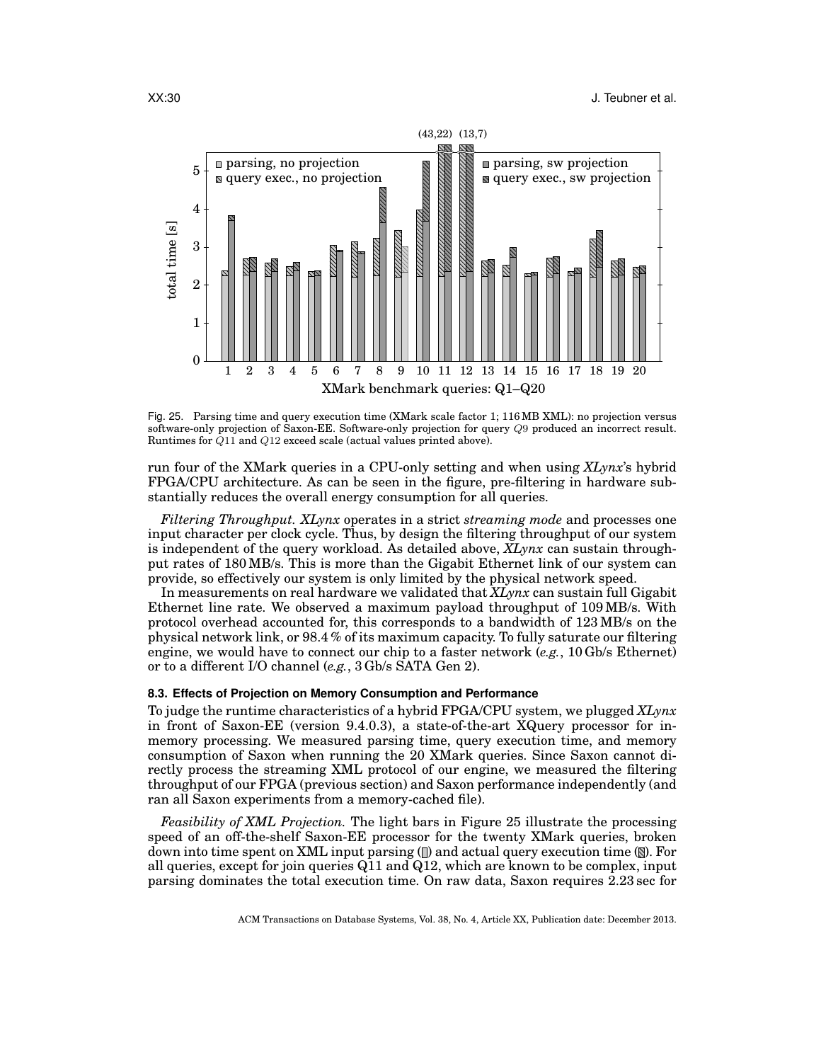Fig. 25. Parsing time and query execution time (XMark scale factor 1; 116 MB XML): no projection versus software-only projection of Saxon-EE. Software-only projection for query $Q9$ produced an incorrect result. Runtimes for $Q11$ and $Q12$ exceed scale (actual values printed above).

run four of the XMark queries in a CPU-only setting and when using *XLynx*'s hybrid FPGA/CPU architecture. As can be seen in the figure, pre-filtering in hardware substantially reduces the overall energy consumption for all queries.

*Filtering Throughput.* *XLynx* operates in a strict *streaming mode* and processes one input character per clock cycle. Thus, by design the filtering throughput of our system is independent of the query workload. As detailed above, *XLynx* can sustain throughput rates of 180 MB/s. This is more than the Gigabit Ethernet link of our system can provide, so effectively our system is only limited by the physical network speed.

In measurements on real hardware we validated that *XLynx* can sustain full Gigabit Ethernet line rate. We observed a maximum payload throughput of 109 MB/s. With protocol overhead accounted for, this corresponds to a bandwidth of 123 MB/s on the physical network link, or 98.4 % of its maximum capacity. To fully saturate our filtering engine, we would have to connect our chip to a faster network (*e.g.*, 10 Gb/s Ethernet) or to a different I/O channel (*e.g.*, 3 Gb/s SATA Gen 2).

### 8.3. Effects of Projection on Memory Consumption and Performance

To judge the runtime characteristics of a hybrid FPGA/CPU system, we plugged *XLynx* in front of Saxon-EE (version 9.4.0.3), a state-of-the-art XQuery processor for in-memory processing. We measured parsing time, query execution time, and memory consumption of Saxon when running the 20 XMark queries. Since Saxon cannot directly process the streaming XML protocol of our engine, we measured the filtering throughput of our FPGA (previous section) and Saxon performance independently (and ran all Saxon experiments from a memory-cached file).

*Feasibility of XML Projection.* The light bars in Figure 25 illustrate the processing speed of an off-the-shelf Saxon-EE processor for the twenty XMark queries, broken down into time spent on XML input parsing (▯) and actual query execution time (▧). For all queries, except for join queries Q11 and Q12, which are known to be complex, input parsing dominates the total execution time. On raw data, Saxon requires 2.23 sec for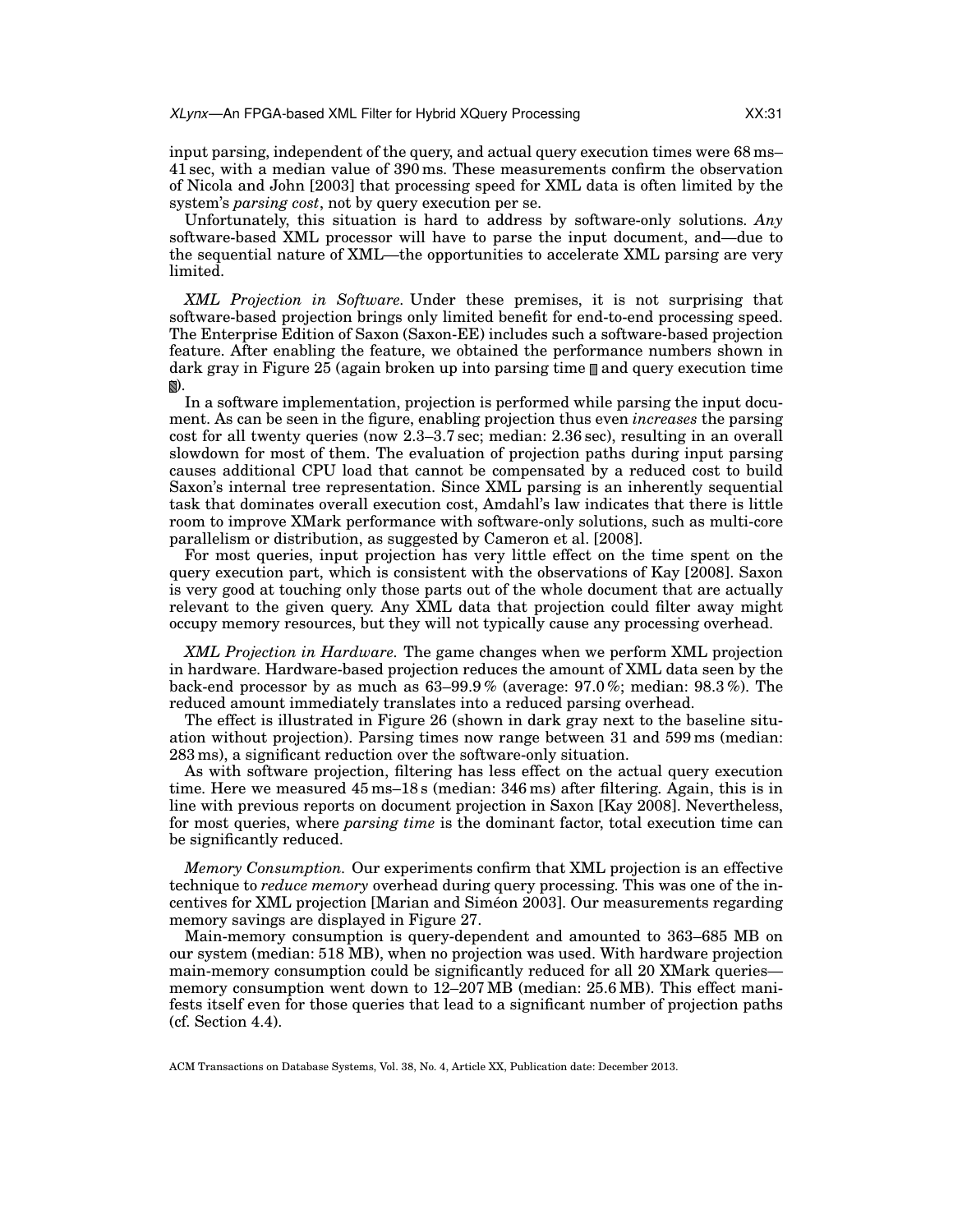input parsing, independent of the query, and actual query execution times were 68 ms–41 sec, with a median value of 390 ms. These measurements confirm the observation of Nicola and John [2003] that processing speed for XML data is often limited by the system's *parsing cost*, not by query execution per se.

Unfortunately, this situation is hard to address by software-only solutions. *Any* software-based XML processor will have to parse the input document, and—due to the sequential nature of XML—the opportunities to accelerate XML parsing are very limited.

*XML Projection in Software.* Under these premises, it is not surprising that software-based projection brings only limited benefit for end-to-end processing speed. The Enterprise Edition of Saxon (Saxon-EE) includes such a software-based projection feature. After enabling the feature, we obtained the performance numbers shown in dark gray in Figure 25 (again broken up into parsing time ▯ and query execution time ▨).

In a software implementation, projection is performed while parsing the input document. As can be seen in the figure, enabling projection thus even *increases* the parsing cost for all twenty queries (now 2.3–3.7 sec; median: 2.36 sec), resulting in an overall slowdown for most of them. The evaluation of projection paths during input parsing causes additional CPU load that cannot be compensated by a reduced cost to build Saxon's internal tree representation. Since XML parsing is an inherently sequential task that dominates overall execution cost, Amdahl's law indicates that there is little room to improve XMark performance with software-only solutions, such as multi-core parallelism or distribution, as suggested by Cameron et al. [2008].

For most queries, input projection has very little effect on the time spent on the query execution part, which is consistent with the observations of Kay [2008]. Saxon is very good at touching only those parts out of the whole document that are actually relevant to the given query. Any XML data that projection could filter away might occupy memory resources, but they will not typically cause any processing overhead.

*XML Projection in Hardware.* The game changes when we perform XML projection in hardware. Hardware-based projection reduces the amount of XML data seen by the back-end processor by as much as 63–99.9 % (average: 97.0 %; median: 98.3 %). The reduced amount immediately translates into a reduced parsing overhead.

The effect is illustrated in Figure 26 (shown in dark gray next to the baseline situation without projection). Parsing times now range between 31 and 599 ms (median: 283 ms), a significant reduction over the software-only situation.

As with software projection, filtering has less effect on the actual query execution time. Here we measured 45 ms–18 s (median: 346 ms) after filtering. Again, this is in line with previous reports on document projection in Saxon [Kay 2008]. Nevertheless, for most queries, where *parsing time* is the dominant factor, total execution time can be significantly reduced.

*Memory Consumption.* Our experiments confirm that XML projection is an effective technique to *reduce memory* overhead during query processing. This was one of the incentives for XML projection [Marian and Siméon 2003]. Our measurements regarding memory savings are displayed in Figure 27.

Main-memory consumption is query-dependent and amounted to 363–685 MB on our system (median: 518 MB), when no projection was used. With hardware projection main-memory consumption could be significantly reduced for all 20 XMark queries—memory consumption went down to 12–207 MB (median: 25.6 MB). This effect manifests itself even for those queries that lead to a significant number of projection paths (cf. Section 4.4).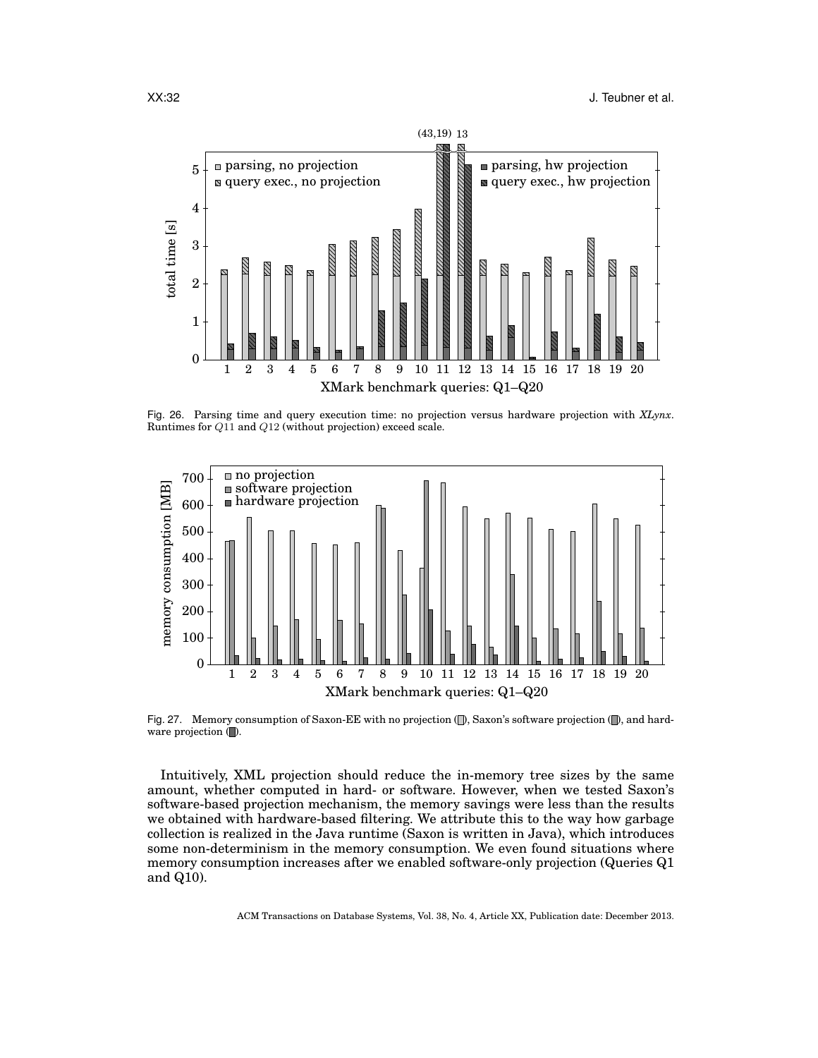Fig. 26. Parsing time and query execution time: no projection versus hardware projection with *XLynx*. Runtimes for $Q11$ and $Q12$ (without projection) exceed scale.

Fig. 27. Memory consumption of Saxon-EE with no projection (▯), Saxon's software projection (▯), and hardware projection (▯).

Intuitively, XML projection should reduce the in-memory tree sizes by the same amount, whether computed in hard- or software. However, when we tested Saxon's software-based projection mechanism, the memory savings were less than the results we obtained with hardware-based filtering. We attribute this to the way how garbage collection is realized in the Java runtime (Saxon is written in Java), which introduces some non-determinism in the memory consumption. We even found situations where memory consumption increases after we enabled software-only projection (Queries Q1 and Q10).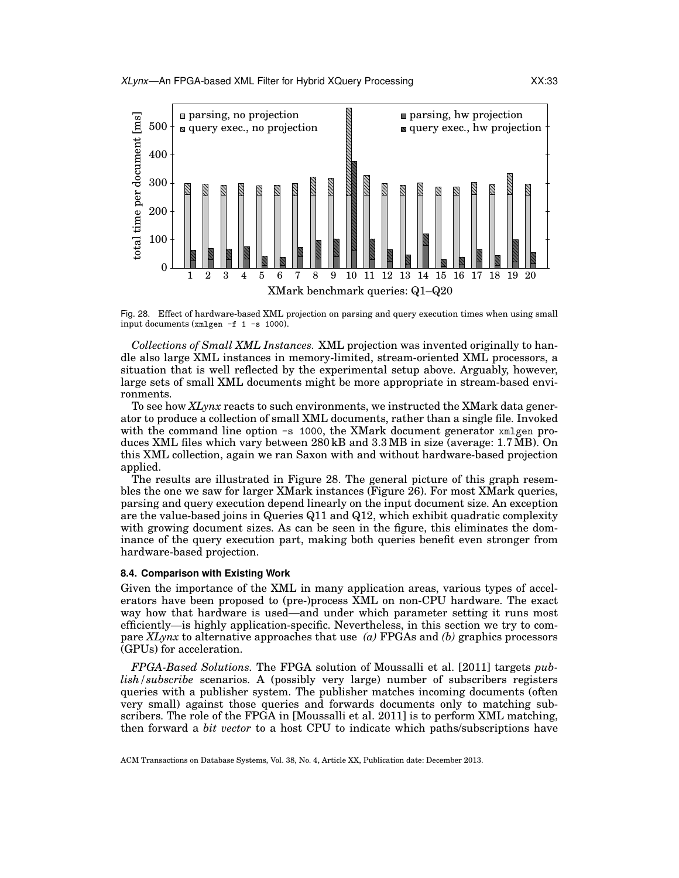Fig. 28. Effect of hardware-based XML projection on parsing and query execution times when using small input documents (`xmlgen -f 1 -s 1000`).

*Collections of Small XML Instances.* XML projection was invented originally to handle also large XML instances in memory-limited, stream-oriented XML processors, a situation that is well reflected by the experimental setup above. Arguably, however, large sets of small XML documents might be more appropriate in stream-based environments.

To see how *XLynx* reacts to such environments, we instructed the XMark data generator to produce a collection of small XML documents, rather than a single file. Invoked with the command line option `-s 1000`, the XMark document generator `xmlgen` produces XML files which vary between 280 kB and 3.3 MB in size (average: 1.7 MB). On this XML collection, again we ran Saxon with and without hardware-based projection applied.

The results are illustrated in Figure 28. The general picture of this graph resembles the one we saw for larger XMark instances (Figure 26). For most XMark queries, parsing and query execution depend linearly on the input document size. An exception are the value-based joins in Queries Q11 and Q12, which exhibit quadratic complexity with growing document sizes. As can be seen in the figure, this eliminates the dominance of the query execution part, making both queries benefit even stronger from hardware-based projection.

### 8.4. Comparison with Existing Work

Given the importance of the XML in many application areas, various types of accelerators have been proposed to (pre-)process XML on non-CPU hardware. The exact way how that hardware is used—and under which parameter setting it runs most efficiently—is highly application-specific. Nevertheless, in this section we try to compare *XLynx* to alternative approaches that use *(a)* FPGAs and *(b)* graphics processors (GPUs) for acceleration.

*FPGA-Based Solutions.* The FPGA solution of Moussalli et al. [2011] targets *publish/subscribe* scenarios. A (possibly very large) number of subscribers registers queries with a publisher system. The publisher matches incoming documents (often very small) against those queries and forwards documents only to matching subscribers. The role of the FPGA in [Moussalli et al. 2011] is to perform XML matching, then forward a *bit vector* to a host CPU to indicate which paths/subscriptions have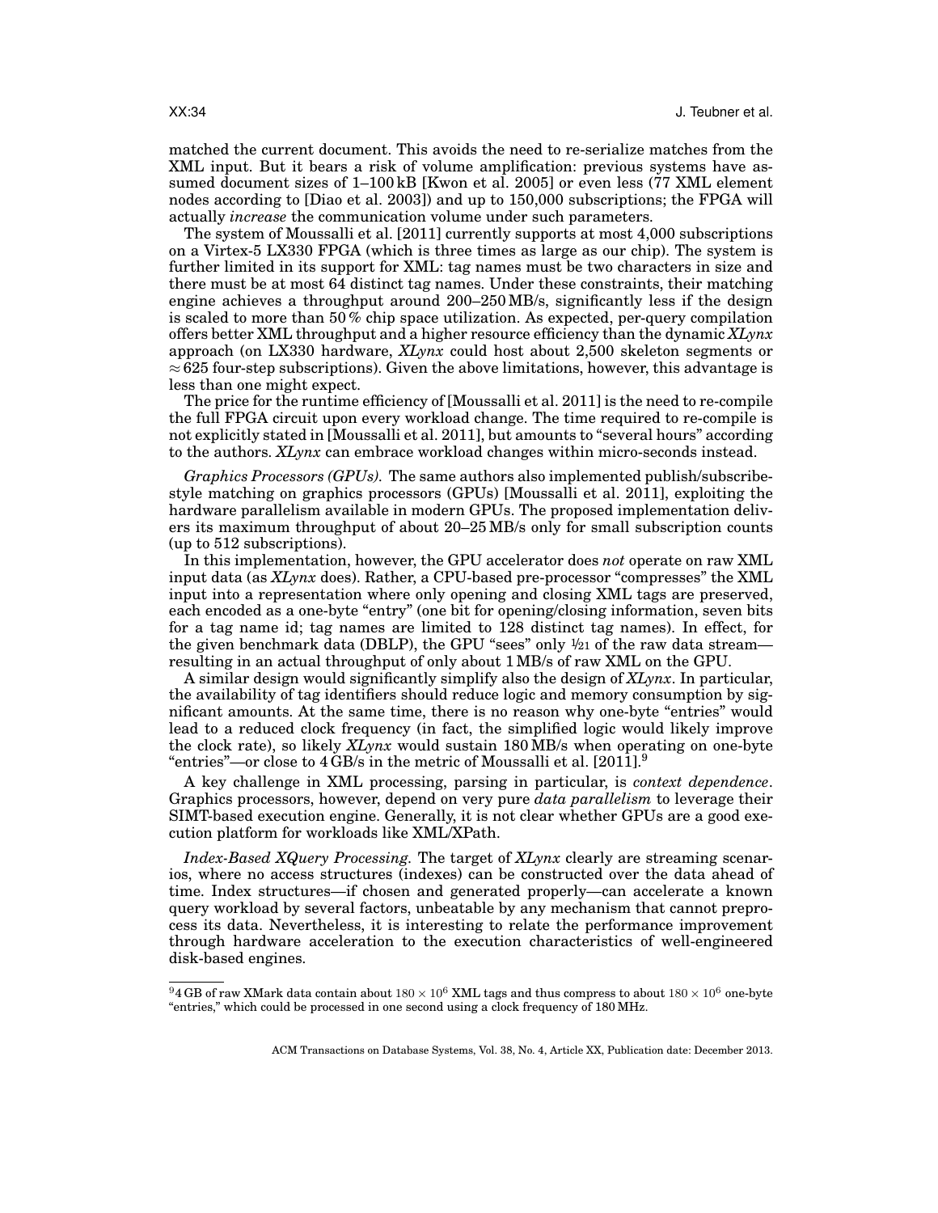matched the current document. This avoids the need to re-serialize matches from the XML input. But it bears a risk of volume amplification: previous systems have assumed document sizes of 1–100 kB [Kwon et al. 2005] or even less (77 XML element nodes according to [Diao et al. 2003]) and up to 150,000 subscriptions; the FPGA will actually *increase* the communication volume under such parameters.

The system of Moussalli et al. [2011] currently supports at most 4,000 subscriptions on a Virtex-5 LX330 FPGA (which is three times as large as our chip). The system is further limited in its support for XML: tag names must be two characters in size and there must be at most 64 distinct tag names. Under these constraints, their matching engine achieves a throughput around 200–250 MB/s, significantly less if the design is scaled to more than 50 % chip space utilization. As expected, per-query compilation offers better XML throughput and a higher resource efficiency than the dynamic *XLynx* approach (on LX330 hardware, *XLynx* could host about 2,500 skeleton segments or $\approx 625$ four-step subscriptions). Given the above limitations, however, this advantage is less than one might expect.

The price for the runtime efficiency of [Moussalli et al. 2011] is the need to re-compile the full FPGA circuit upon every workload change. The time required to re-compile is not explicitly stated in [Moussalli et al. 2011], but amounts to "several hours" according to the authors. *XLynx* can embrace workload changes within micro-seconds instead.

*Graphics Processors (GPUs).* The same authors also implemented publish/subscribe-style matching on graphics processors (GPUs) [Moussalli et al. 2011], exploiting the hardware parallelism available in modern GPUs. The proposed implementation delivers its maximum throughput of about 20–25 MB/s only for small subscription counts (up to 512 subscriptions).

In this implementation, however, the GPU accelerator does *not* operate on raw XML input data (as *XLynx* does). Rather, a CPU-based pre-processor "compresses" the XML input into a representation where only opening and closing XML tags are preserved, each encoded as a one-byte "entry" (one bit for opening/closing information, seven bits for a tag name id; tag names are limited to 128 distinct tag names). In effect, for the given benchmark data (DBLP), the GPU "sees" only 1/21 of the raw data stream—resulting in an actual throughput of only about 1 MB/s of raw XML on the GPU.

A similar design would significantly simplify also the design of *XLynx*. In particular, the availability of tag identifiers should reduce logic and memory consumption by significant amounts. At the same time, there is no reason why one-byte "entries" would lead to a reduced clock frequency (in fact, the simplified logic would likely improve the clock rate), so likely *XLynx* would sustain 180 MB/s when operating on one-byte "entries"—or close to 4 GB/s in the metric of Moussalli et al. [2011].[9]

A key challenge in XML processing, parsing in particular, is *context dependence*. Graphics processors, however, depend on very pure *data parallelism* to leverage their SIMT-based execution engine. Generally, it is not clear whether GPUs are a good execution platform for workloads like XML/XPath.

*Index-Based XQuery Processing.* The target of *XLynx* clearly are streaming scenarios, where no access structures (indexes) can be constructed over the data ahead of time. Index structures—if chosen and generated properly—can accelerate a known query workload by several factors, unbeatable by any mechanism that cannot preprocess its data. Nevertheless, it is interesting to relate the performance improvement through hardware acceleration to the execution characteristics of well-engineered disk-based engines.

[9] 4 GB of raw XMark data contain about $180 \times 10^6$ XML tags and thus compress to about $180 \times 10^6$ one-byte "entries," which could be processed in one second using a clock frequency of 180 MHz.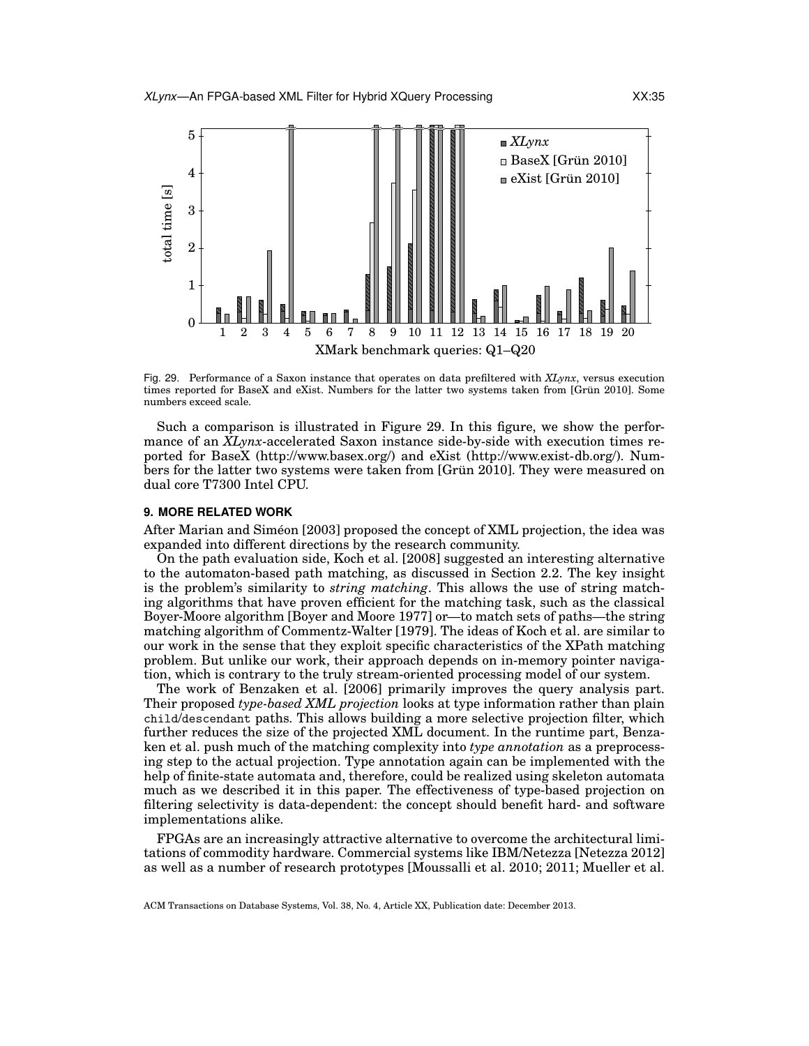Fig. 29. Performance of a Saxon instance that operates on data prefiltered with *XLynx*, versus execution times reported for BaseX and eXist. Numbers for the latter two systems taken from [Grün 2010]. Some numbers exceed scale.

Such a comparison is illustrated in Figure 29. In this figure, we show the performance of an *XLynx*-accelerated Saxon instance side-by-side with execution times reported for BaseX (http://www.basex.org/) and eXist (http://www.exist-db.org/). Numbers for the latter two systems were taken from [Grün 2010]. They were measured on dual core T7300 Intel CPU.

## 9. MORE RELATED WORK

After Marian and Siméon [2003] proposed the concept of XML projection, the idea was expanded into different directions by the research community.

On the path evaluation side, Koch et al. [2008] suggested an interesting alternative to the automaton-based path matching, as discussed in Section 2.2. The key insight is the problem's similarity to *string matching*. This allows the use of string matching algorithms that have proven efficient for the matching task, such as the classical Boyer-Moore algorithm [Boyer and Moore 1977] or—to match sets of paths—the string matching algorithm of Commentz-Walter [1979]. The ideas of Koch et al. are similar to our work in the sense that they exploit specific characteristics of the XPath matching problem. But unlike our work, their approach depends on in-memory pointer navigation, which is contrary to the truly stream-oriented processing model of our system.

The work of Benzaken et al. [2006] primarily improves the query analysis part. Their proposed *type-based XML projection* looks at type information rather than plain `child`/`descendant` paths. This allows building a more selective projection filter, which further reduces the size of the projected XML document. In the runtime part, Benzaken et al. push much of the matching complexity into *type annotation* as a preprocessing step to the actual projection. Type annotation again can be implemented with the help of finite-state automata and, therefore, could be realized using skeleton automata much as we described it in this paper. The effectiveness of type-based projection on filtering selectivity is data-dependent: the concept should benefit hard- and software implementations alike.

FPGAs are an increasingly attractive alternative to overcome the architectural limitations of commodity hardware. Commercial systems like IBM/Netezza [Netezza 2012] as well as a number of research prototypes [Moussalli et al. 2010; 2011; Mueller et al.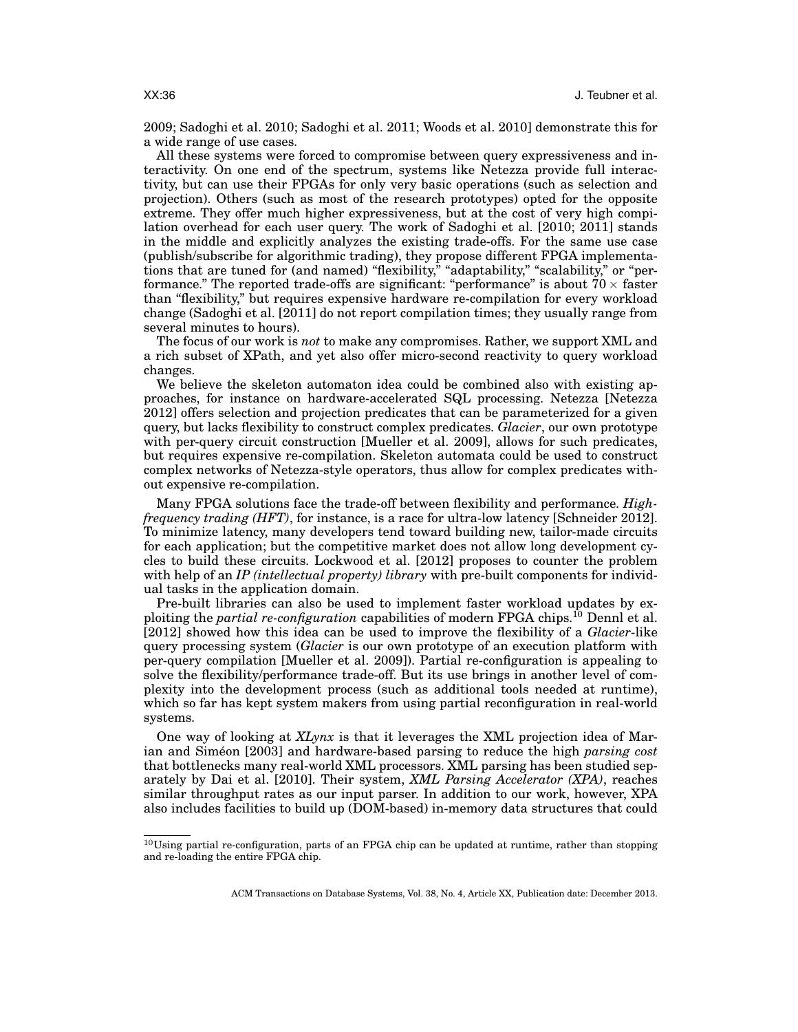2009; Sadoghi et al. 2010; Sadoghi et al. 2011; Woods et al. 2010] demonstrate this for a wide range of use cases.

All these systems were forced to compromise between query expressiveness and interactivity. On one end of the spectrum, systems like Netezza provide full interactivity, but can use their FPGAs for only very basic operations (such as selection and projection). Others (such as most of the research prototypes) opted for the opposite extreme. They offer much higher expressiveness, but at the cost of very high compilation overhead for each user query. The work of Sadoghi et al. [2010; 2011] stands in the middle and explicitly analyzes the existing trade-offs. For the same use case (publish/subscribe for algorithmic trading), they propose different FPGA implementations that are tuned for (and named) "flexibility," "adaptability," "scalability," or "performance." The reported trade-offs are significant: "performance" is about $70\times$ faster than "flexibility," but requires expensive hardware re-compilation for every workload change (Sadoghi et al. [2011] do not report compilation times; they usually range from several minutes to hours).

The focus of our work is *not* to make any compromises. Rather, we support XML and a rich subset of XPath, and yet also offer micro-second reactivity to query workload changes.

We believe the skeleton automaton idea could be combined also with existing approaches, for instance on hardware-accelerated SQL processing. Netezza [Netezza 2012] offers selection and projection predicates that can be parameterized for a given query, but lacks flexibility to construct complex predicates. *Glacier*, our own prototype with per-query circuit construction [Mueller et al. 2009], allows for such predicates, but requires expensive re-compilation. Skeleton automata could be used to construct complex networks of Netezza-style operators, thus allow for complex predicates without expensive re-compilation.

Many FPGA solutions face the trade-off between flexibility and performance. *High-frequency trading (HFT)*, for instance, is a race for ultra-low latency [Schneider 2012]. To minimize latency, many developers tend toward building new, tailor-made circuits for each application; but the competitive market does not allow long development cycles to build these circuits. Lockwood et al. [2012] proposes to counter the problem with help of an *IP (intellectual property) library* with pre-built components for individual tasks in the application domain.

Pre-built libraries can also be used to implement faster workload updates by exploiting the *partial re-configuration* capabilities of modern FPGA chips.[10] Dennl et al. [2012] showed how this idea can be used to improve the flexibility of a *Glacier*-like query processing system (*Glacier* is our own prototype of an execution platform with per-query compilation [Mueller et al. 2009]). Partial re-configuration is appealing to solve the flexibility/performance trade-off. But its use brings in another level of complexity into the development process (such as additional tools needed at runtime), which so far has kept system makers from using partial reconfiguration in real-world systems.

One way of looking at *XLynx* is that it leverages the XML projection idea of Marian and Siméon [2003] and hardware-based parsing to reduce the high *parsing cost* that bottlenecks many real-world XML processors. XML parsing has been studied separately by Dai et al. [2010]. Their system, *XML Parsing Accelerator (XPA)*, reaches similar throughput rates as our input parser. In addition to our work, however, XPA also includes facilities to build up (DOM-based) in-memory data structures that could

[10] Using partial re-configuration, parts of an FPGA chip can be updated at runtime, rather than stopping and re-loading the entire FPGA chip.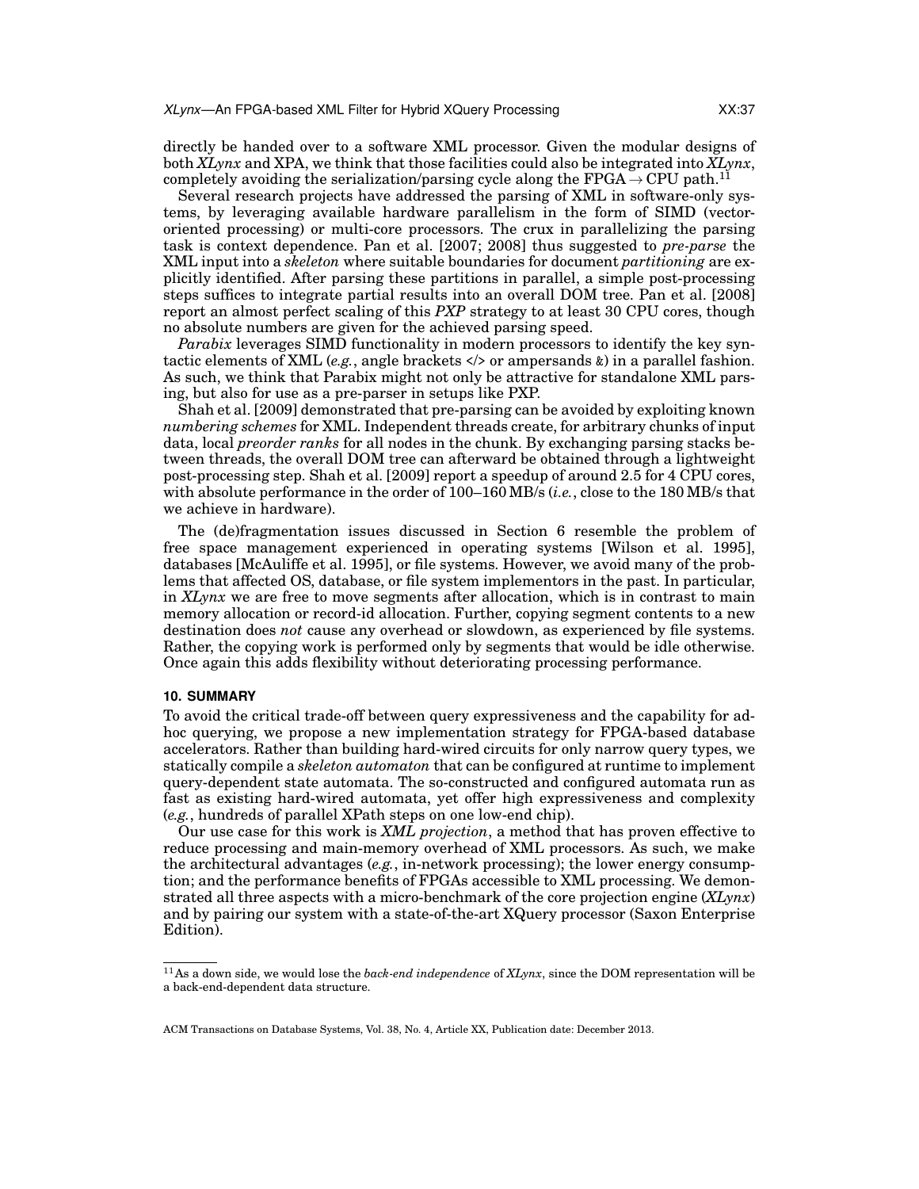directly be handed over to a software XML processor. Given the modular designs of both *XLynx* and XPA, we think that those facilities could also be integrated into *XLynx*, completely avoiding the serialization/parsing cycle along the FPGA → CPU path.[11]

Several research projects have addressed the parsing of XML in software-only systems, by leveraging available hardware parallelism in the form of SIMD (vector-oriented processing) or multi-core processors. The crux in parallelizing the parsing task is context dependence. Pan et al. [2007; 2008] thus suggested to *pre-parse* the XML input into a *skeleton* where suitable boundaries for document *partitioning* are explicitly identified. After parsing these partitions in parallel, a simple post-processing steps suffices to integrate partial results into an overall DOM tree. Pan et al. [2008] report an almost perfect scaling of this *PXP* strategy to at least 30 CPU cores, though no absolute numbers are given for the achieved parsing speed.

*Parabix* leverages SIMD functionality in modern processors to identify the key syntactic elements of XML (*e.g.*, angle brackets </> or ampersands &) in a parallel fashion. As such, we think that Parabix might not only be attractive for standalone XML parsing, but also for use as a pre-parser in setups like PXP.

Shah et al. [2009] demonstrated that pre-parsing can be avoided by exploiting known *numbering schemes* for XML. Independent threads create, for arbitrary chunks of input data, local *preorder ranks* for all nodes in the chunk. By exchanging parsing stacks between threads, the overall DOM tree can afterward be obtained through a lightweight post-processing step. Shah et al. [2009] report a speedup of around 2.5 for 4 CPU cores, with absolute performance in the order of 100–160 MB/s (*i.e.*, close to the 180 MB/s that we achieve in hardware).

The (de)fragmentation issues discussed in Section 6 resemble the problem of free space management experienced in operating systems [Wilson et al. 1995], databases [McAuliffe et al. 1995], or file systems. However, we avoid many of the problems that affected OS, database, or file system implementors in the past. In particular, in *XLynx* we are free to move segments after allocation, which is in contrast to main memory allocation or record-id allocation. Further, copying segment contents to a new destination does *not* cause any overhead or slowdown, as experienced by file systems. Rather, the copying work is performed only by segments that would be idle otherwise. Once again this adds flexibility without deteriorating processing performance.

## 10. SUMMARY

To avoid the critical trade-off between query expressiveness and the capability for ad-hoc querying, we propose a new implementation strategy for FPGA-based database accelerators. Rather than building hard-wired circuits for only narrow query types, we statically compile a *skeleton automaton* that can be configured at runtime to implement query-dependent state automata. The so-constructed and configured automata run as fast as existing hard-wired automata, yet offer high expressiveness and complexity (*e.g.*, hundreds of parallel XPath steps on one low-end chip).

Our use case for this work is *XML projection*, a method that has proven effective to reduce processing and main-memory overhead of XML processors. As such, we make the architectural advantages (*e.g.*, in-network processing); the lower energy consumption; and the performance benefits of FPGAs accessible to XML processing. We demonstrated all three aspects with a micro-benchmark of the core projection engine (*XLynx*) and by pairing our system with a state-of-the-art XQuery processor (Saxon Enterprise Edition).

---

[11] As a down side, we would lose the *back-end independence* of *XLynx*, since the DOM representation will be a back-end-dependent data structure.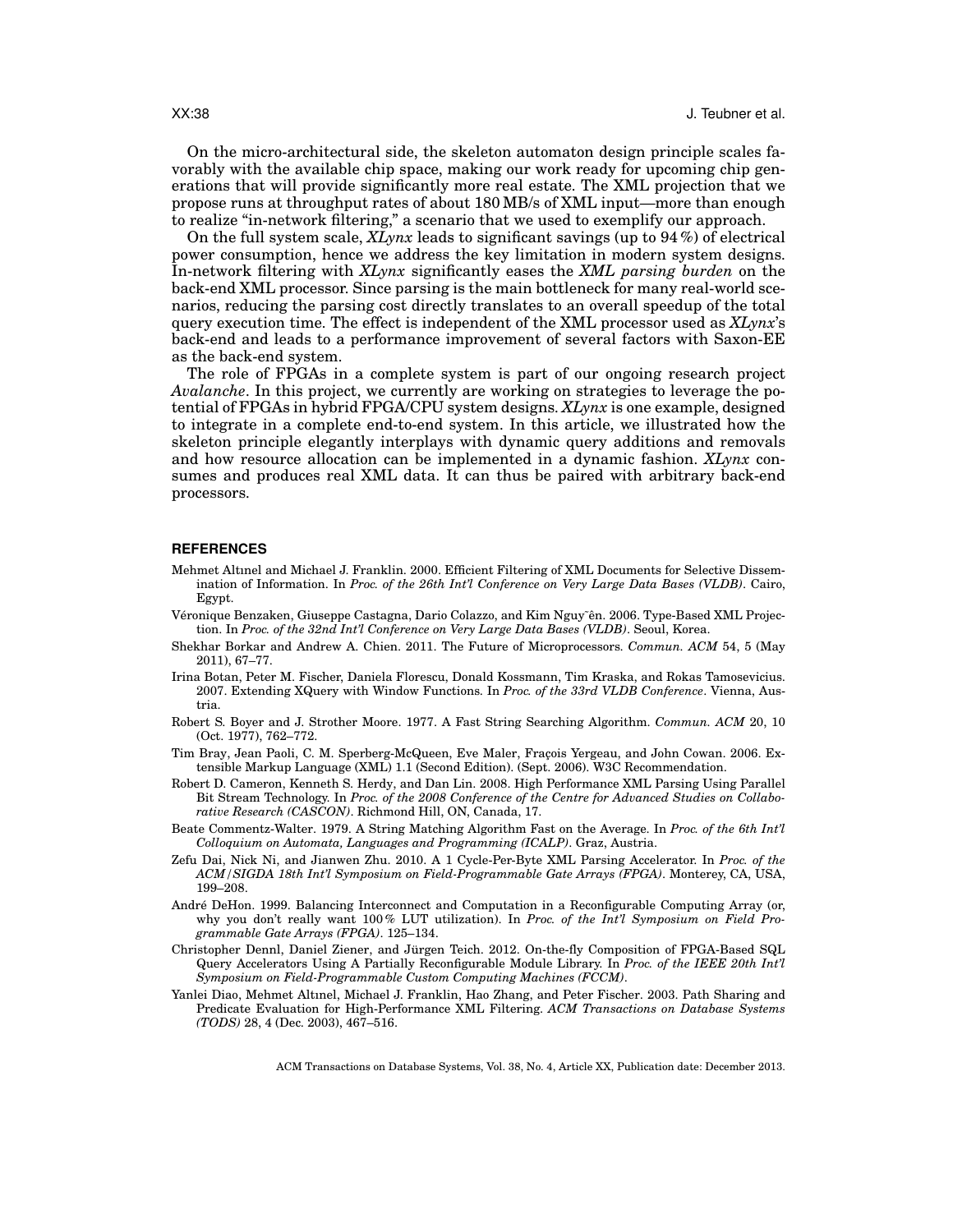On the micro-architectural side, the skeleton automaton design principle scales favorably with the available chip space, making our work ready for upcoming chip generations that will provide significantly more real estate. The XML projection that we propose runs at throughput rates of about 180 MB/s of XML input—more than enough to realize "in-network filtering," a scenario that we used to exemplify our approach.

On the full system scale, *XLynx* leads to significant savings (up to 94 %) of electrical power consumption, hence we address the key limitation in modern system designs. In-network filtering with *XLynx* significantly eases the *XML parsing burden* on the back-end XML processor. Since parsing is the main bottleneck for many real-world scenarios, reducing the parsing cost directly translates to an overall speedup of the total query execution time. The effect is independent of the XML processor used as *XLynx*'s back-end and leads to a performance improvement of several factors with Saxon-EE as the back-end system.

The role of FPGAs in a complete system is part of our ongoing research project *Avalanche*. In this project, we currently are working on strategies to leverage the potential of FPGAs in hybrid FPGA/CPU system designs. *XLynx* is one example, designed to integrate in a complete end-to-end system. In this article, we illustrated how the skeleton principle elegantly interplays with dynamic query additions and removals and how resource allocation can be implemented in a dynamic fashion. *XLynx* consumes and produces real XML data. It can thus be paired with arbitrary back-end processors.

## REFERENCES

Mehmet Altınel and Michael J. Franklin. 2000. Efficient Filtering of XML Documents for Selective Dissemination of Information. In *Proc. of the 26th Int'l Conference on Very Large Data Bases (VLDB)*. Cairo, Egypt.

Véronique Benzaken, Giuseppe Castagna, Dario Colazzo, and Kim Nguyễn. 2006. Type-Based XML Projection. In *Proc. of the 32nd Int'l Conference on Very Large Data Bases (VLDB)*. Seoul, Korea.

Shekhar Borkar and Andrew A. Chien. 2011. The Future of Microprocessors. *Commun. ACM* 54, 5 (May 2011), 67–77.

Irina Botan, Peter M. Fischer, Daniela Florescu, Donald Kossmann, Tim Kraska, and Rokas Tamosevicius. 2007. Extending XQuery with Window Functions. In *Proc. of the 33rd VLDB Conference*. Vienna, Austria.

Robert S. Boyer and J. Strother Moore. 1977. A Fast String Searching Algorithm. *Commun. ACM* 20, 10 (Oct. 1977), 762–772.

Tim Bray, Jean Paoli, C. M. Sperberg-McQueen, Eve Maler, Fraçois Yergeau, and John Cowan. 2006. Extensible Markup Language (XML) 1.1 (Second Edition). (Sept. 2006). W3C Recommendation.

Robert D. Cameron, Kenneth S. Herdy, and Dan Lin. 2008. High Performance XML Parsing Using Parallel Bit Stream Technology. In *Proc. of the 2008 Conference of the Centre for Advanced Studies on Collaborative Research (CASCON)*. Richmond Hill, ON, Canada, 17.

Beate Commentz-Walter. 1979. A String Matching Algorithm Fast on the Average. In *Proc. of the 6th Int'l Colloquium on Automata, Languages and Programming (ICALP)*. Graz, Austria.

Zefu Dai, Nick Ni, and Jianwen Zhu. 2010. A 1 Cycle-Per-Byte XML Parsing Accelerator. In *Proc. of the ACM/SIGDA 18th Int'l Symposium on Field-Programmable Gate Arrays (FPGA)*. Monterey, CA, USA, 199–208.

André DeHon. 1999. Balancing Interconnect and Computation in a Reconfigurable Computing Array (or, why you don't really want 100 % LUT utilization). In *Proc. of the Int'l Symposium on Field Programmable Gate Arrays (FPGA)*. 125–134.

Christopher Dennl, Daniel Ziener, and Jürgen Teich. 2012. On-the-fly Composition of FPGA-Based SQL Query Accelerators Using A Partially Reconfigurable Module Library. In *Proc. of the IEEE 20th Int'l Symposium on Field-Programmable Custom Computing Machines (FCCM)*.

Yanlei Diao, Mehmet Altınel, Michael J. Franklin, Hao Zhang, and Peter Fischer. 2003. Path Sharing and Predicate Evaluation for High-Performance XML Filtering. *ACM Transactions on Database Systems (TODS)* 28, 4 (Dec. 2003), 467–516.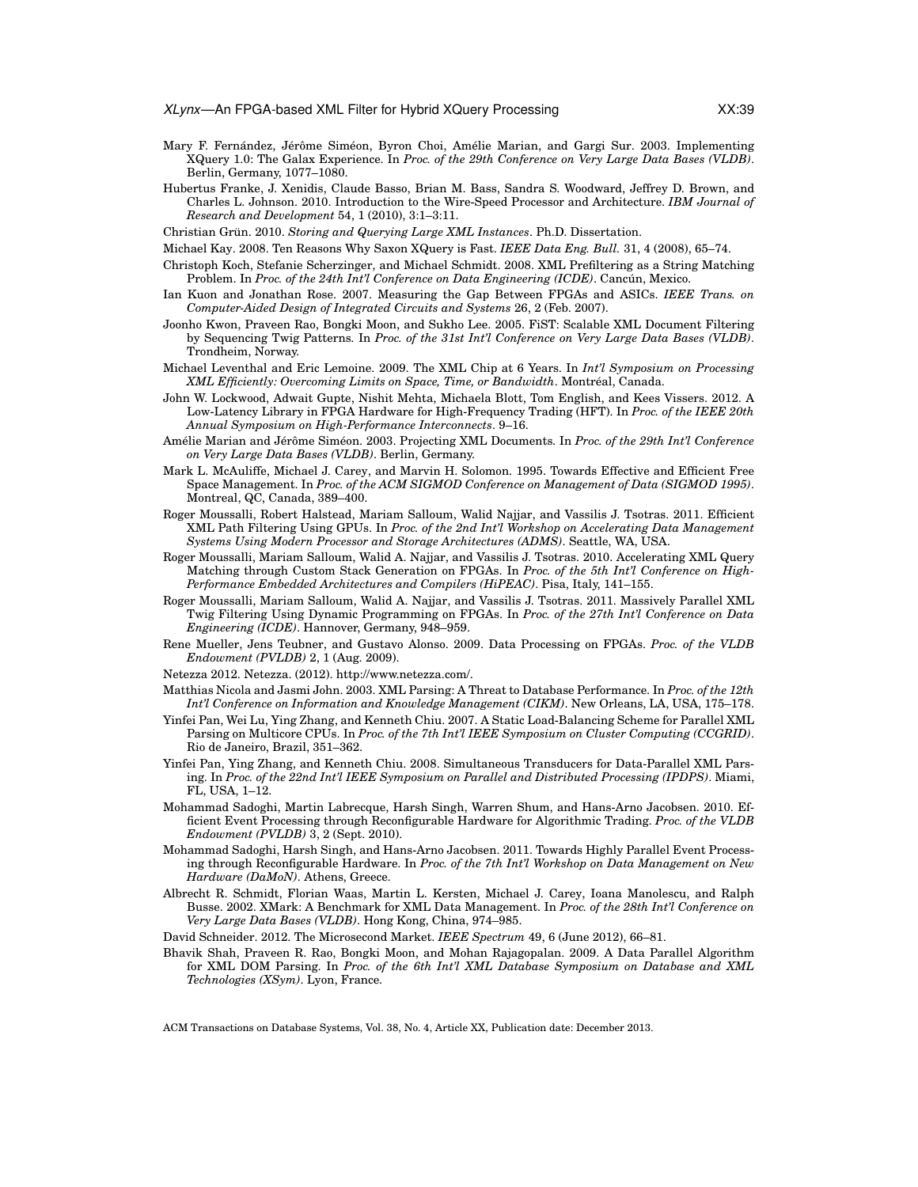Mary F. Fernández, Jérôme Siméon, Byron Choi, Amélie Marian, and Gargi Sur. 2003. Implementing XQuery 1.0: The Galax Experience. In *Proc. of the 29th Conference on Very Large Data Bases (VLDB)*. Berlin, Germany, 1077–1080.

Hubertus Franke, J. Xenidis, Claude Basso, Brian M. Bass, Sandra S. Woodward, Jeffrey D. Brown, and Charles L. Johnson. 2010. Introduction to the Wire-Speed Processor and Architecture. *IBM Journal of Research and Development* 54, 1 (2010), 3:1–3:11.

Christian Grün. 2010. *Storing and Querying Large XML Instances*. Ph.D. Dissertation.

Michael Kay. 2008. Ten Reasons Why Saxon XQuery is Fast. *IEEE Data Eng. Bull.* 31, 4 (2008), 65–74.

Christoph Koch, Stefanie Scherzinger, and Michael Schmidt. 2008. XML Prefiltering as a String Matching Problem. In *Proc. of the 24th Int'l Conference on Data Engineering (ICDE)*. Cancún, Mexico.

Ian Kuon and Jonathan Rose. 2007. Measuring the Gap Between FPGAs and ASICs. *IEEE Trans. on Computer-Aided Design of Integrated Circuits and Systems* 26, 2 (Feb. 2007).

Joonho Kwon, Praveen Rao, Bongki Moon, and Sukho Lee. 2005. FiST: Scalable XML Document Filtering by Sequencing Twig Patterns. In *Proc. of the 31st Int'l Conference on Very Large Data Bases (VLDB)*. Trondheim, Norway.

Michael Leventhal and Eric Lemoine. 2009. The XML Chip at 6 Years. In *Int'l Symposium on Processing XML Efficiently: Overcoming Limits on Space, Time, or Bandwidth*. Montréal, Canada.

John W. Lockwood, Adwait Gupte, Nishit Mehta, Michaela Blott, Tom English, and Kees Vissers. 2012. A Low-Latency Library in FPGA Hardware for High-Frequency Trading (HFT). In *Proc. of the IEEE 20th Annual Symposium on High-Performance Interconnects*. 9–16.

Amélie Marian and Jérôme Siméon. 2003. Projecting XML Documents. In *Proc. of the 29th Int'l Conference on Very Large Data Bases (VLDB)*. Berlin, Germany.

Mark L. McAuliffe, Michael J. Carey, and Marvin H. Solomon. 1995. Towards Effective and Efficient Free Space Management. In *Proc. of the ACM SIGMOD Conference on Management of Data (SIGMOD 1995)*. Montreal, QC, Canada, 389–400.

Roger Moussalli, Robert Halstead, Mariam Salloum, Walid Najjar, and Vassilis J. Tsotras. 2011. Efficient XML Path Filtering Using GPUs. In *Proc. of the 2nd Int'l Workshop on Accelerating Data Management Systems Using Modern Processor and Storage Architectures (ADMS)*. Seattle, WA, USA.

Roger Moussalli, Mariam Salloum, Walid A. Najjar, and Vassilis J. Tsotras. 2010. Accelerating XML Query Matching through Custom Stack Generation on FPGAs. In *Proc. of the 5th Int'l Conference on High-Performance Embedded Architectures and Compilers (HiPEAC)*. Pisa, Italy, 141–155.

Roger Moussalli, Mariam Salloum, Walid A. Najjar, and Vassilis J. Tsotras. 2011. Massively Parallel XML Twig Filtering Using Dynamic Programming on FPGAs. In *Proc. of the 27th Int'l Conference on Data Engineering (ICDE)*. Hannover, Germany, 948–959.

Rene Mueller, Jens Teubner, and Gustavo Alonso. 2009. Data Processing on FPGAs. *Proc. of the VLDB Endowment (PVLDB)* 2, 1 (Aug. 2009).

Netezza 2012. Netezza. (2012). http://www.netezza.com/.

Matthias Nicola and Jasmi John. 2003. XML Parsing: A Threat to Database Performance. In *Proc. of the 12th Int'l Conference on Information and Knowledge Management (CIKM)*. New Orleans, LA, USA, 175–178.

Yinfei Pan, Wei Lu, Ying Zhang, and Kenneth Chiu. 2007. A Static Load-Balancing Scheme for Parallel XML Parsing on Multicore CPUs. In *Proc. of the 7th Int'l IEEE Symposium on Cluster Computing (CCGRID)*. Rio de Janeiro, Brazil, 351–362.

Yinfei Pan, Ying Zhang, and Kenneth Chiu. 2008. Simultaneous Transducers for Data-Parallel XML Parsing. In *Proc. of the 22nd Int'l IEEE Symposium on Parallel and Distributed Processing (IPDPS)*. Miami, FL, USA, 1–12.

Mohammad Sadoghi, Martin Labrecque, Harsh Singh, Warren Shum, and Hans-Arno Jacobsen. 2010. Efficient Event Processing through Reconfigurable Hardware for Algorithmic Trading. *Proc. of the VLDB Endowment (PVLDB)* 3, 2 (Sept. 2010).

Mohammad Sadoghi, Harsh Singh, and Hans-Arno Jacobsen. 2011. Towards Highly Parallel Event Processing through Reconfigurable Hardware. In *Proc. of the 7th Int'l Workshop on Data Management on New Hardware (DaMoN)*. Athens, Greece.

Albrecht R. Schmidt, Florian Waas, Martin L. Kersten, Michael J. Carey, Ioana Manolescu, and Ralph Busse. 2002. XMark: A Benchmark for XML Data Management. In *Proc. of the 28th Int'l Conference on Very Large Data Bases (VLDB)*. Hong Kong, China, 974–985.

David Schneider. 2012. The Microsecond Market. *IEEE Spectrum* 49, 6 (June 2012), 66–81.

Bhavik Shah, Praveen R. Rao, Bongki Moon, and Mohan Rajagopalan. 2009. A Data Parallel Algorithm for XML DOM Parsing. In *Proc. of the 6th Int'l XML Database Symposium on Database and XML Technologies (XSym)*. Lyon, France.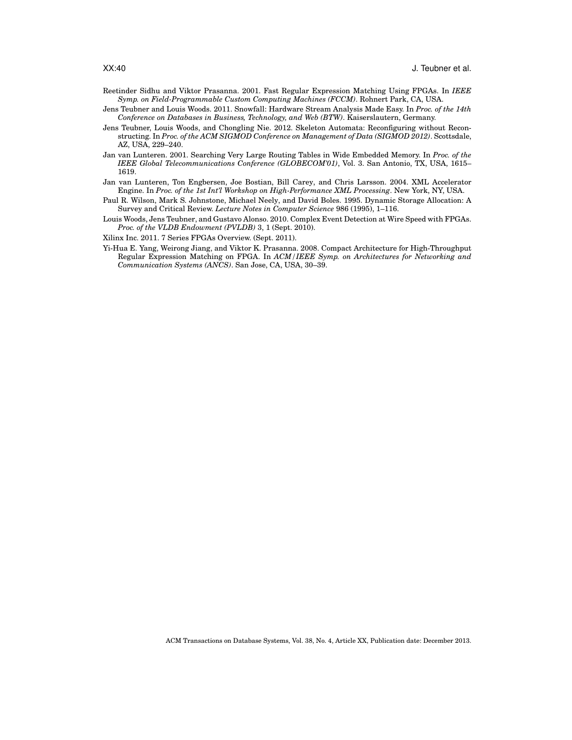Reetinder Sidhu and Viktor Prasanna. 2001. Fast Regular Expression Matching Using FPGAs. In *IEEE Symp. on Field-Programmable Custom Computing Machines (FCCM)*. Rohnert Park, CA, USA.

Jens Teubner and Louis Woods. 2011. Snowfall: Hardware Stream Analysis Made Easy. In *Proc. of the 14th Conference on Databases in Business, Technology, and Web (BTW)*. Kaiserslautern, Germany.

Jens Teubner, Louis Woods, and Chongling Nie. 2012. Skeleton Automata: Reconfiguring without Reconstructing. In *Proc. of the ACM SIGMOD Conference on Management of Data (SIGMOD 2012)*. Scottsdale, AZ, USA, 229–240.

Jan van Lunteren. 2001. Searching Very Large Routing Tables in Wide Embedded Memory. In *Proc. of the IEEE Global Telecommunications Conference (GLOBECOM'01)*, Vol. 3. San Antonio, TX, USA, 1615–1619.

Jan van Lunteren, Ton Engbersen, Joe Bostian, Bill Carey, and Chris Larsson. 2004. XML Accelerator Engine. In *Proc. of the 1st Int'l Workshop on High-Performance XML Processing*. New York, NY, USA.

Paul R. Wilson, Mark S. Johnstone, Michael Neely, and David Boles. 1995. Dynamic Storage Allocation: A Survey and Critical Review. *Lecture Notes in Computer Science* 986 (1995), 1–116.

Louis Woods, Jens Teubner, and Gustavo Alonso. 2010. Complex Event Detection at Wire Speed with FPGAs. *Proc. of the VLDB Endowment (PVLDB)* 3, 1 (Sept. 2010).

Xilinx Inc. 2011. 7 Series FPGAs Overview. (Sept. 2011).

Yi-Hua E. Yang, Weirong Jiang, and Viktor K. Prasanna. 2008. Compact Architecture for High-Throughput Regular Expression Matching on FPGA. In *ACM/IEEE Symp. on Architectures for Networking and Communication Systems (ANCS)*. San Jose, CA, USA, 30–39.